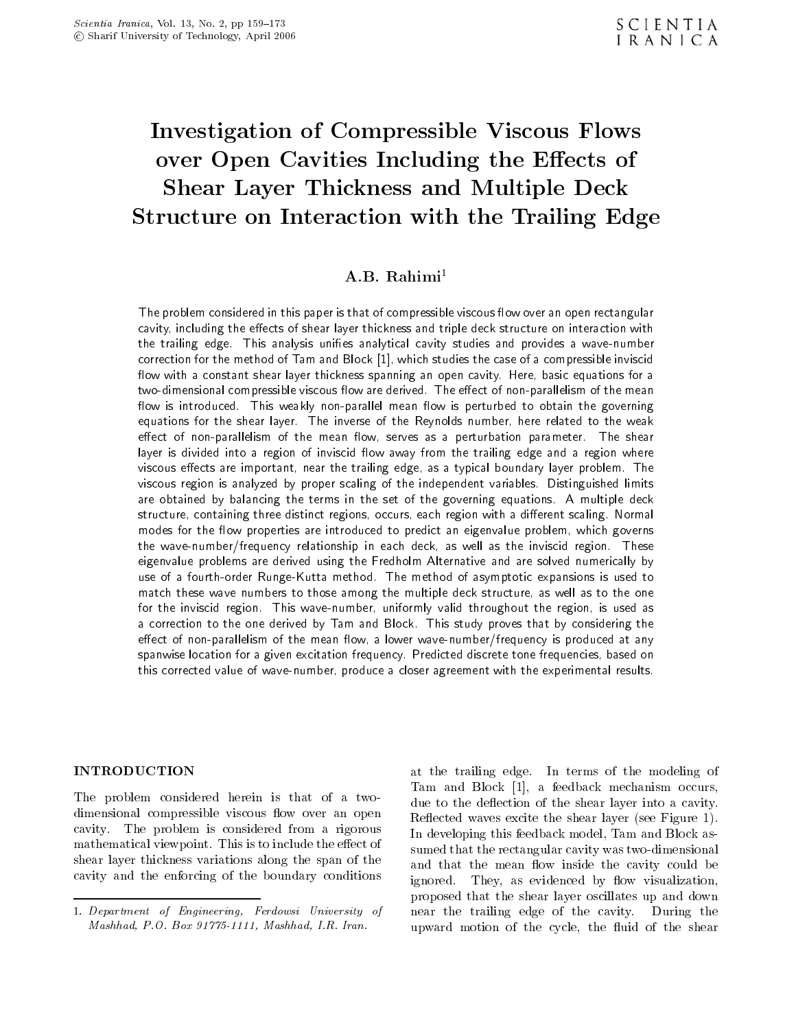# Investigation of Compressible Viscous Flows over Open Cavities Including the Effects of Shear Layer Thickness and Multiple Deck Structure on Interaction with the Trailing Edge

**A.B. Rahimi**[1]

The problem considered in this paper is that of compressible viscous flow over an open rectangular cavity, including the effects of shear layer thickness and triple deck structure on interaction with the trailing edge. This analysis unifies analytical cavity studies and provides a wave-number correction for the method of Tam and Block [1], which studies the case of a compressible inviscid flow with a constant shear layer thickness spanning an open cavity. Here, basic equations for a two-dimensional compressible viscous flow are derived. The effect of non-parallelism of the mean flow is introduced. This weakly non-parallel mean flow is perturbed to obtain the governing equations for the shear layer. The inverse of the Reynolds number, here related to the weak effect of non-parallelism of the mean flow, serves as a perturbation parameter. The shear layer is divided into a region of inviscid flow away from the trailing edge and a region where viscous effects are important, near the trailing edge, as a typical boundary layer problem. The viscous region is analyzed by proper scaling of the independent variables. Distinguished limits are obtained by balancing the terms in the set of the governing equations. A multiple deck structure, containing three distinct regions, occurs, each region with a different scaling. Normal modes for the flow properties are introduced to predict an eigenvalue problem, which governs the wave-number/frequency relationship in each deck, as well as the inviscid region. These eigenvalue problems are derived using the Fredholm Alternative and are solved numerically by use of a fourth-order Runge-Kutta method. The method of asymptotic expansions is used to match these wave numbers to those among the multiple deck structure, as well as to the one for the inviscid region. This wave-number, uniformly valid throughout the region, is used as a correction to the one derived by Tam and Block. This study proves that by considering the effect of non-parallelism of the mean flow, a lower wave-number/frequency is produced at any spanwise location for a given excitation frequency. Predicted discrete tone frequencies, based on this corrected value of wave-number, produce a closer agreement with the experimental results.

## INTRODUCTION

The problem considered herein is that of a two-dimensional compressible viscous flow over an open cavity. The problem is considered from a rigorous mathematical viewpoint. This is to include the effect of shear layer thickness variations along the span of the cavity and the enforcing of the boundary conditions at the trailing edge. In terms of the modeling of Tam and Block [1], a feedback mechanism occurs, due to the deflection of the shear layer into a cavity. Reflected waves excite the shear layer (see Figure 1). In developing this feedback model, Tam and Block assumed that the rectangular cavity was two-dimensional and that the mean flow inside the cavity could be ignored. They, as evidenced by flow visualization, proposed that the shear layer oscillates up and down near the trailing edge of the cavity. During the upward motion of the cycle, the fluid of the shear

1. *Department of Engineering, Ferdowsi University of Mashhad, P.O. Box 91775-1111, Mashhad, I.R. Iran.*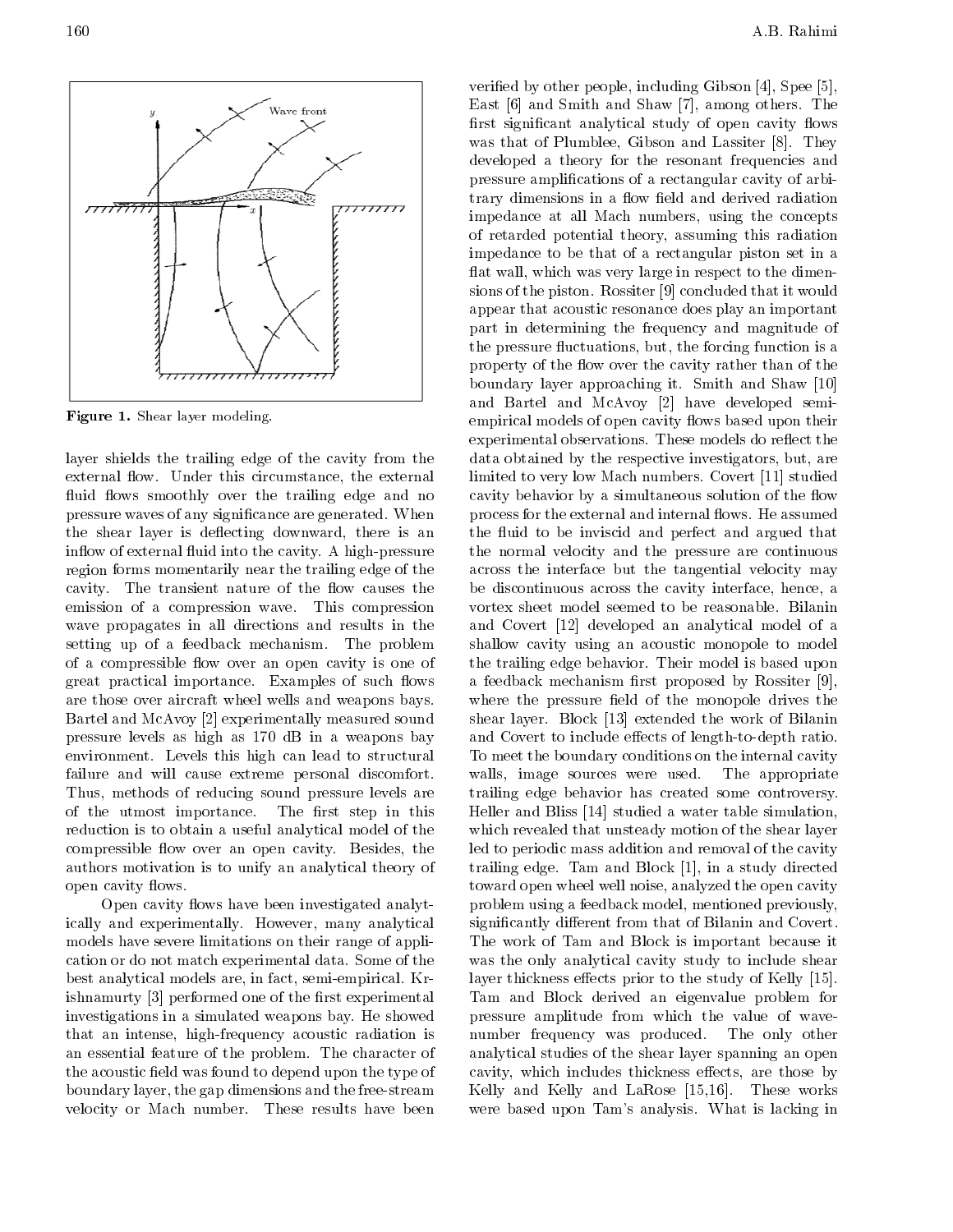Figure 1. Shear layer modeling.

layer shields the trailing edge of the cavity from the external flow. Under this circumstance, the external fluid flows smoothly over the trailing edge and no pressure waves of any significance are generated. When the shear layer is deflecting downward, there is an inflow of external fluid into the cavity. A high-pressure region forms momentarily near the trailing edge of the cavity. The transient nature of the flow causes the emission of a compression wave. This compression wave propagates in all directions and results in the setting up of a feedback mechanism. The problem of a compressible flow over an open cavity is one of great practical importance. Examples of such flows are those over aircraft wheel wells and weapons bays. Bartel and McAvoy [2] experimentally measured sound pressure levels as high as 170 dB in a weapons bay environment. Levels this high can lead to structural failure and will cause extreme personal discomfort. Thus, methods of reducing sound pressure levels are of the utmost importance. The first step in this reduction is to obtain a useful analytical model of the compressible flow over an open cavity. Besides, the authors motivation is to unify an analytical theory of open cavity flows.

Open cavity flows have been investigated analytically and experimentally. However, many analytical models have severe limitations on their range of application or do not match experimental data. Some of the best analytical models are, in fact, semi-empirical. Krishnamurty [3] performed one of the first experimental investigations in a simulated weapons bay. He showed that an intense, high-frequency acoustic radiation is an essential feature of the problem. The character of the acoustic field was found to depend upon the type of boundary layer, the gap dimensions and the free-stream velocity or Mach number. These results have been verified by other people, including Gibson [4], Spee [5], East [6] and Smith and Shaw [7], among others. The first significant analytical study of open cavity flows was that of Plumblee, Gibson and Lassiter [8]. They developed a theory for the resonant frequencies and pressure amplifications of a rectangular cavity of arbitrary dimensions in a flow field and derived radiation impedance at all Mach numbers, using the concepts of retarded potential theory, assuming this radiation impedance to be that of a rectangular piston set in a flat wall, which was very large in respect to the dimensions of the piston. Rossiter [9] concluded that it would appear that acoustic resonance does play an important part in determining the frequency and magnitude of the pressure fluctuations, but, the forcing function is a property of the flow over the cavity rather than of the boundary layer approaching it. Smith and Shaw [10] and Bartel and McAvoy [2] have developed semi-empirical models of open cavity flows based upon their experimental observations. These models do reflect the data obtained by the respective investigators, but, are limited to very low Mach numbers. Covert [11] studied cavity behavior by a simultaneous solution of the flow process for the external and internal flows. He assumed the fluid to be inviscid and perfect and argued that the normal velocity and the pressure are continuous across the interface but the tangential velocity may be discontinuous across the cavity interface, hence, a vortex sheet model seemed to be reasonable. Bilanin and Covert [12] developed an analytical model of a shallow cavity using an acoustic monopole to model the trailing edge behavior. Their model is based upon a feedback mechanism first proposed by Rossiter [9], where the pressure field of the monopole drives the shear layer. Block [13] extended the work of Bilanin and Covert to include effects of length-to-depth ratio. To meet the boundary conditions on the internal cavity walls, image sources were used. The appropriate trailing edge behavior has created some controversy. Heller and Bliss [14] studied a water table simulation, which revealed that unsteady motion of the shear layer led to periodic mass addition and removal of the cavity trailing edge. Tam and Block [1], in a study directed toward open wheel well noise, analyzed the open cavity problem using a feedback model, mentioned previously, significantly different from that of Bilanin and Covert. The work of Tam and Block is important because it was the only analytical cavity study to include shear layer thickness effects prior to the study of Kelly [15]. Tam and Block derived an eigenvalue problem for pressure amplitude from which the value of wave-number frequency was produced. The only other analytical studies of the shear layer spanning an open cavity, which includes thickness effects, are those by Kelly and Kelly and LaRose [15,16]. These works were based upon Tam's analysis. What is lacking in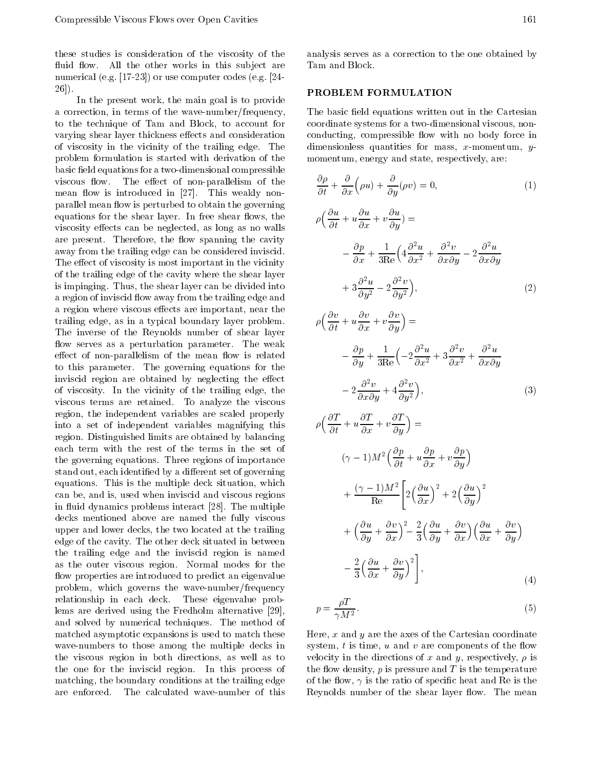these studies is consideration of the viscosity of the fluid flow. All the other works in this subject are numerical (e.g. [17-23]) or use computer codes (e.g. [24-26]).

In the present work, the main goal is to provide a correction, in terms of the wave-number/frequency, to the technique of Tam and Block, to account for varying shear layer thickness effects and consideration of viscosity in the vicinity of the trailing edge. The problem formulation is started with derivation of the basic field equations for a two-dimensional compressible viscous flow. The effect of non-parallelism of the mean flow is introduced in [27]. This weakly non-parallel mean flow is perturbed to obtain the governing equations for the shear layer. In free shear flows, the viscosity effects can be neglected, as long as no walls are present. Therefore, the flow spanning the cavity away from the trailing edge can be considered inviscid. The effect of viscosity is most important in the vicinity of the trailing edge of the cavity where the shear layer is impinging. Thus, the shear layer can be divided into a region of inviscid flow away from the trailing edge and a region where viscous effects are important, near the trailing edge, as in a typical boundary layer problem. The inverse of the Reynolds number of shear layer flow serves as a perturbation parameter. The weak effect of non-parallelism of the mean flow is related to this parameter. The governing equations for the inviscid region are obtained by neglecting the effect of viscosity. In the vicinity of the trailing edge, the viscous terms are retained. To analyze the viscous region, the independent variables are scaled properly into a set of independent variables magnifying this region. Distinguished limits are obtained by balancing each term with the rest of the terms in the set of the governing equations. Three regions of importance stand out, each identified by a different set of governing equations. This is the multiple deck situation, which can be, and is, used when inviscid and viscous regions in fluid dynamics problems interact [28]. The multiple decks mentioned above are named the fully viscous upper and lower decks, the two located at the trailing edge of the cavity. The other deck situated in between the trailing edge and the inviscid region is named as the outer viscous region. Normal modes for the flow properties are introduced to predict an eigenvalue problem, which governs the wave-number/frequency relationship in each deck. These eigenvalue problems are derived using the Fredholm alternative [29], and solved by numerical techniques. The method of matched asymptotic expansions is used to match these wave-numbers to those among the multiple decks in the viscous region in both directions, as well as to the one for the inviscid region. In this process of matching, the boundary conditions at the trailing edge are enforced. The calculated wave-number of this analysis serves as a correction to the one obtained by Tam and Block.

## PROBLEM FORMULATION

The basic field equations written out in the Cartesian coordinate systems for a two-dimensional viscous, non-conducting, compressible flow with no body force in dimensionless quantities for mass, $x$-momentum, $y$-momentum, energy and state, respectively, are:

$$\frac{\partial \rho}{\partial t} + \frac{\partial}{\partial x}\Big(\rho u\Big) + \frac{\partial}{\partial y}(\rho v) = 0, \tag{1}$$

$$\rho\Big(\frac{\partial u}{\partial t} + u\frac{\partial u}{\partial x} + v\frac{\partial u}{\partial y}) = -\frac{\partial p}{\partial x} + \frac{1}{3\mathrm{Re}}\Big(4\frac{\partial^2 u}{\partial x^2} + \frac{\partial^2 v}{\partial x \partial y} - 2\frac{\partial^2 u}{\partial x \partial y} + 3\frac{\partial^2 u}{\partial y^2} - 2\frac{\partial^2 v}{\partial y^2}\Big), \tag{2}$$

$$\rho\Big(\frac{\partial v}{\partial t} + u\frac{\partial v}{\partial x} + v\frac{\partial v}{\partial y}\Big) = -\frac{\partial p}{\partial y} + \frac{1}{3\mathrm{Re}}\Big(-2\frac{\partial^2 u}{\partial x^2} + 3\frac{\partial^2 v}{\partial x^2} + \frac{\partial^2 u}{\partial x \partial y} - 2\frac{\partial^2 v}{\partial x \partial y} + 4\frac{\partial^2 v}{\partial y^2}\Big), \tag{3}$$

$$\rho\Big(\frac{\partial T}{\partial t} + u\frac{\partial T}{\partial x} + v\frac{\partial T}{\partial y}\Big) = (\gamma-1)M^2\Big(\frac{\partial p}{\partial t} + u\frac{\partial p}{\partial x} + v\frac{\partial p}{\partial y}\Big) + \frac{(\gamma-1)M^2}{\mathrm{Re}}\Bigg[2\Big(\frac{\partial u}{\partial x}\Big)^2 + 2\Big(\frac{\partial u}{\partial y}\Big)^2 + \Big(\frac{\partial u}{\partial y} + \frac{\partial v}{\partial x}\Big)^2 - \frac{2}{3}\Big(\frac{\partial u}{\partial y} + \frac{\partial v}{\partial x}\Big)\Big(\frac{\partial u}{\partial x} + \frac{\partial v}{\partial y}\Big) - \frac{2}{3}\Big(\frac{\partial u}{\partial x} + \frac{\partial v}{\partial y}\Big)^2\Bigg], \tag{4}$$

$$p = \frac{\rho T}{\gamma M^2}. \tag{5}$$

Here, $x$ and $y$ are the axes of the Cartesian coordinate system, $t$ is time, $u$ and $v$ are components of the flow velocity in the directions of $x$ and $y$, respectively, $\rho$ is the flow density, $p$ is pressure and $T$ is the temperature of the flow, $\gamma$ is the ratio of specific heat and Re is the Reynolds number of the shear layer flow. The mean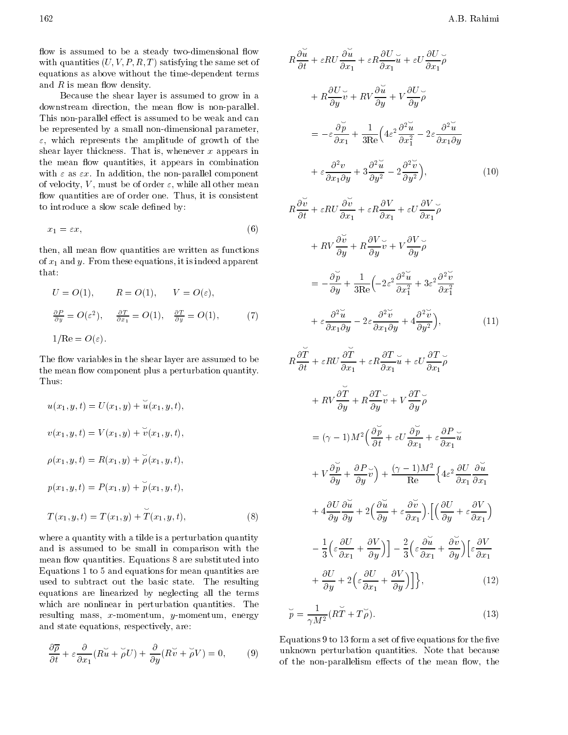flow is assumed to be a steady two-dimensional flow with quantities $(U, V, P, R, T)$ satisfying the same set of equations as above without the time-dependent terms and $R$ is mean flow density.

Because the shear layer is assumed to grow in a downstream direction, the mean flow is non-parallel. This non-parallel effect is assumed to be weak and can be represented by a small non-dimensional parameter, $\varepsilon$, which represents the amplitude of growth of the shear layer thickness. That is, whenever $x$ appears in the mean flow quantities, it appears in combination with $\varepsilon$ as $\varepsilon x$. In addition, the non-parallel component of velocity, $V$, must be of order $\varepsilon$, while all other mean flow quantities are of order one. Thus, it is consistent to introduce a slow scale defined by:

$$x_1 = \varepsilon x, \tag{6}$$

then, all mean flow quantities are written as functions of $x_1$ and $y$. From these equations, it is indeed apparent that:

$$\begin{aligned}
&U = O(1), \qquad R = O(1), \qquad V = O(\varepsilon), \\
&\frac{\partial P}{\partial y} = O(\varepsilon^2), \quad \frac{\partial T}{\partial x_1} = O(1), \quad \frac{\partial T}{\partial y} = O(1), \\
&1/\mathrm{Re} = O(\varepsilon).
\end{aligned} \tag{7}$$

The flow variables in the shear layer are assumed to be the mean flow component plus a perturbation quantity. Thus:

$$\begin{aligned}
&u(x_1, y, t) = U(x_1, y) + \breve{u}(x_1, y, t), \\
&v(x_1, y, t) = V(x_1, y) + \breve{v}(x_1, y, t), \\
&\rho(x_1, y, t) = R(x_1, y) + \breve{\rho}(x_1, y, t), \\
&p(x_1, y, t) = P(x_1, y) + \breve{p}(x_1, y, t), \\
&T(x_1, y, t) = T(x_1, y) + \breve{T}(x_1, y, t),
\end{aligned} \tag{8}$$

where a quantity with a tilde is a perturbation quantity and is assumed to be small in comparison with the mean flow quantities. Equations 8 are substituted into Equations 1 to 5 and equations for mean quantities are used to subtract out the basic state. The resulting equations are linearized by neglecting all the terms which are nonlinear in perturbation quantities. The resulting mass, $x$-momentum, $y$-momentum, energy and state equations, respectively, are:

$$\frac{\partial \overline{\rho}}{\partial t} + \varepsilon \frac{\partial}{\partial x_1}(R\breve{u} + \breve{\rho}U) + \frac{\partial}{\partial y}(R\breve{v} + \breve{\rho}V) = 0, \tag{9}$$

$$\begin{aligned}
&R\frac{\partial \breve{u}}{\partial t} + \varepsilon RU\frac{\partial \breve{u}}{\partial x_1} + \varepsilon R\frac{\partial U}{\partial x_1}\breve{u} + \varepsilon U\frac{\partial U}{\partial x_1}\breve{\rho} \\
&+ R\frac{\partial U}{\partial y}\breve{v} + RV\frac{\partial \breve{u}}{\partial y} + V\frac{\partial U}{\partial y}\breve{\rho} \\
&= -\varepsilon\frac{\partial \breve{p}}{\partial x_1} + \frac{1}{3\mathrm{Re}}\Big(4\varepsilon^2\frac{\partial^2 \breve{u}}{\partial x_1^2} - 2\varepsilon\frac{\partial^2 \breve{u}}{\partial x_1 \partial y} \\
&+ \varepsilon\frac{\partial^2 v}{\partial x_1 \partial y} + 3\frac{\partial^2 \breve{u}}{\partial y^2} - 2\frac{\partial^2 \breve{v}}{\partial y^2}\Big),
\end{aligned} \tag{10}$$

$$\begin{aligned}
&R\frac{\partial \breve{v}}{\partial t} + \varepsilon RU\frac{\partial \breve{v}}{\partial x_1} + \varepsilon R\frac{\partial V}{\partial x_1} + \varepsilon U\frac{\partial V}{\partial x_1}\breve{\rho} \\
&+ RV\frac{\partial \breve{v}}{\partial y} + R\frac{\partial V}{\partial y}\breve{v} + V\frac{\partial V}{\partial y}\breve{\rho} \\
&= -\frac{\partial \breve{p}}{\partial y} + \frac{1}{3\mathrm{Re}}\Big(-2\varepsilon^2\frac{\partial^2 \breve{u}}{\partial x_1^2} + 3\varepsilon^2\frac{\partial^2 \breve{v}}{\partial x_1^2} \\
&+ \varepsilon\frac{\partial^2 \breve{u}}{\partial x_1 \partial y} - 2\varepsilon\frac{\partial^2 \breve{v}}{\partial x_1 \partial y} + 4\frac{\partial^2 \breve{v}}{\partial y^2}\Big),
\end{aligned} \tag{11}$$

$$\begin{aligned}
&R\frac{\partial \breve{T}}{\partial t} + \varepsilon RU\frac{\partial \breve{T}}{\partial x_1} + \varepsilon R\frac{\partial T}{\partial x_1}\breve{u} + \varepsilon U\frac{\partial T}{\partial x_1}\breve{\rho} \\
&+ RV\frac{\partial \breve{T}}{\partial y} + R\frac{\partial T}{\partial y}\breve{v} + V\frac{\partial T}{\partial y}\breve{\rho} \\
&= (\gamma - 1)M^2\Big(\frac{\partial \breve{p}}{\partial t} + \varepsilon U\frac{\partial \breve{p}}{\partial x_1} + \varepsilon\frac{\partial P}{\partial x_1}\breve{u} \\
&+ V\frac{\partial \breve{p}}{\partial y} + \frac{\partial P}{\partial y}\breve{v}\Big) + \frac{(\gamma - 1)M^2}{\mathrm{Re}}\Big\{4\varepsilon^2\frac{\partial U}{\partial x_1}\frac{\partial \breve{u}}{\partial x_1} \\
&+ 4\frac{\partial U}{\partial y}\frac{\partial \breve{u}}{\partial y} + 2\Big(\frac{\partial \breve{u}}{\partial y} + \varepsilon\frac{\partial \breve{v}}{\partial x_1}\Big).\Big[\Big(\frac{\partial U}{\partial y} + \varepsilon\frac{\partial V}{\partial x_1}\Big) \\
&- \frac{1}{3}\Big(\varepsilon\frac{\partial U}{\partial x_1} + \frac{\partial V}{\partial y}\Big)\Big] - \frac{2}{3}\Big(\varepsilon\frac{\partial \breve{u}}{\partial x_1} + \frac{\partial \breve{v}}{\partial y}\Big)\Big[\varepsilon\frac{\partial V}{\partial x_1} \\
&+ \frac{\partial U}{\partial y} + 2\Big(\varepsilon\frac{\partial U}{\partial x_1} + \frac{\partial V}{\partial y}\Big)\Big]\Big\},
\end{aligned} \tag{12}$$

$$\breve{p} = \frac{1}{\gamma M^2}(R\breve{T} + T\breve{\rho}). \tag{13}$$

Equations 9 to 13 form a set of five equations for the five unknown perturbation quantities. Note that because of the non-parallelism effects of the mean flow, the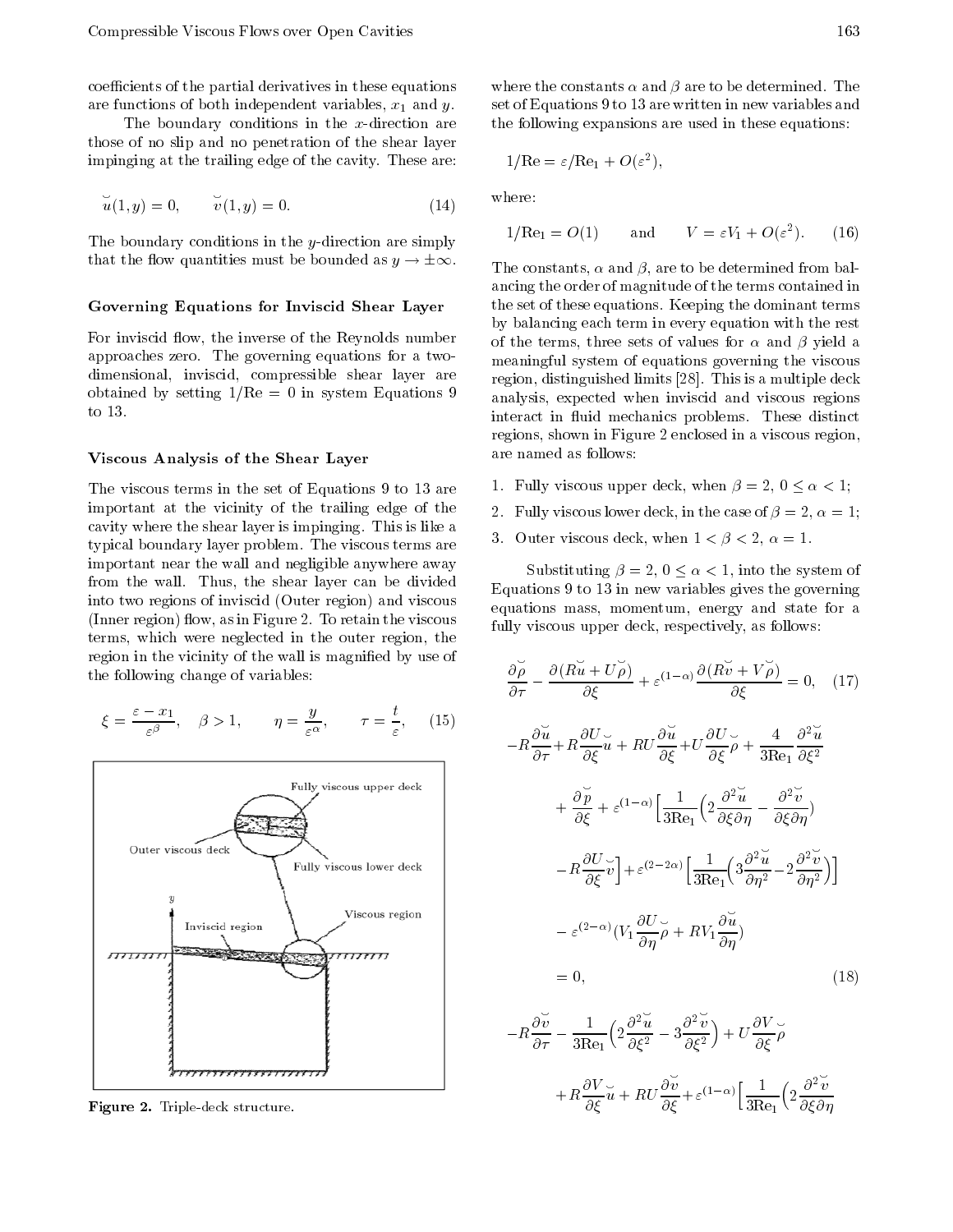coefficients of the partial derivatives in these equations are functions of both independent variables, $x_1$ and $y$.

The boundary conditions in the $x$-direction are those of no slip and no penetration of the shear layer impinging at the trailing edge of the cavity. These are:

$$\breve{u}(1, y) = 0, \qquad \breve{v}(1, y) = 0. \tag{14}$$

The boundary conditions in the $y$-direction are simply that the flow quantities must be bounded as $y \to \pm\infty$.

### Governing Equations for Inviscid Shear Layer

For inviscid flow, the inverse of the Reynolds number approaches zero. The governing equations for a two-dimensional, inviscid, compressible shear layer are obtained by setting $1/\text{Re} = 0$ in system Equations 9 to 13.

### Viscous Analysis of the Shear Layer

The viscous terms in the set of Equations 9 to 13 are important at the vicinity of the trailing edge of the cavity where the shear layer is impinging. This is like a typical boundary layer problem. The viscous terms are important near the wall and negligible anywhere away from the wall. Thus, the shear layer can be divided into two regions of inviscid (Outer region) and viscous (Inner region) flow, as in Figure 2. To retain the viscous terms, which were neglected in the outer region, the region in the vicinity of the wall is magnified by use of the following change of variables:

$$\xi = \frac{\varepsilon - x_1}{\varepsilon^{\beta}}, \quad \beta > 1, \qquad \eta = \frac{y}{\varepsilon^{\alpha}}, \qquad \tau = \frac{t}{\varepsilon}, \tag{15}$$

Figure 2. Triple-deck structure.

where the constants $\alpha$ and $\beta$ are to be determined. The set of Equations 9 to 13 are written in new variables and the following expansions are used in these equations:

$$1/\text{Re} = \varepsilon/\text{Re}_1 + O(\varepsilon^2),$$

where:

$$1/\text{Re}_1 = O(1) \qquad \text{and} \qquad V = \varepsilon V_1 + O(\varepsilon^2). \tag{16}$$

The constants, $\alpha$ and $\beta$, are to be determined from balancing the order of magnitude of the terms contained in the set of these equations. Keeping the dominant terms by balancing each term in every equation with the rest of the terms, three sets of values for $\alpha$ and $\beta$ yield a meaningful system of equations governing the viscous region, distinguished limits [28]. This is a multiple deck analysis, expected when inviscid and viscous regions interact in fluid mechanics problems. These distinct regions, shown in Figure 2 enclosed in a viscous region, are named as follows:

1. Fully viscous upper deck, when $\beta = 2$, $0 \leq \alpha < 1$;
2. Fully viscous lower deck, in the case of $\beta = 2$, $\alpha = 1$;
3. Outer viscous deck, when $1 < \beta < 2$, $\alpha = 1$.

Substituting $\beta = 2$, $0 \leq \alpha < 1$, into the system of Equations 9 to 13 in new variables gives the governing equations mass, momentum, energy and state for a fully viscous upper deck, respectively, as follows:

$$\frac{\partial \breve{\rho}}{\partial \tau} - \frac{\partial (R\breve{u} + U\breve{\rho})}{\partial \xi} + \varepsilon^{(1-\alpha)} \frac{\partial (R\breve{v} + V\breve{\rho})}{\partial \xi} = 0, \tag{17}$$

$$\begin{aligned}
&-R\frac{\partial \breve{u}}{\partial \tau} + R\frac{\partial U}{\partial \xi}\breve{u} + RU\frac{\partial \breve{u}}{\partial \xi} + U\frac{\partial U}{\partial \xi}\breve{\rho} + \frac{4}{3\text{Re}_1}\frac{\partial^2 \breve{u}}{\partial \xi^2} \\
&+ \frac{\partial \breve{p}}{\partial \xi} + \varepsilon^{(1-\alpha)}\Big[\frac{1}{3\text{Re}_1}\Big(2\frac{\partial^2 \breve{u}}{\partial \xi \partial \eta} - \frac{\partial^2 \breve{v}}{\partial \xi \partial \eta}\Big) \\
&- R\frac{\partial U}{\partial \xi}\breve{v}\Big] + \varepsilon^{(2-2\alpha)}\Big[\frac{1}{3\text{Re}_1}\Big(3\frac{\partial^2 \breve{u}}{\partial \eta^2} - 2\frac{\partial^2 \breve{v}}{\partial \eta^2}\Big)\Big] \\
&- \varepsilon^{(2-\alpha)}\Big(V_1\frac{\partial U}{\partial \eta}\breve{\rho} + RV_1\frac{\partial \breve{u}}{\partial \eta}\Big) \\
&= 0,
\end{aligned} \tag{18}$$

$$\begin{aligned}
&-R\frac{\partial \breve{v}}{\partial \tau} - \frac{1}{3\text{Re}_1}\Big(2\frac{\partial^2 \breve{u}}{\partial \xi^2} - 3\frac{\partial^2 \breve{v}}{\partial \xi^2}\Big) + U\frac{\partial V}{\partial \xi}\breve{\rho} \\
&+ R\frac{\partial V}{\partial \xi}\breve{u} + RU\frac{\partial \breve{v}}{\partial \xi} + \varepsilon^{(1-\alpha)}\Big[\frac{1}{3\text{Re}_1}\Big(2\frac{\partial^2 \breve{v}}{\partial \xi \partial \eta}
\end{aligned}$$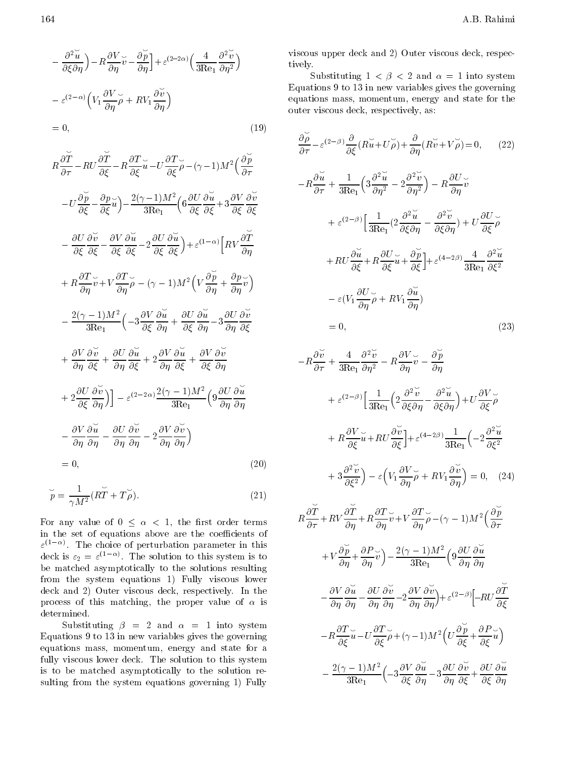$$
-\frac{\partial^2 \breve{u}}{\partial \xi \partial \eta}\Big) - R\frac{\partial V}{\partial \eta}\breve{v} - \frac{\partial \breve{p}}{\partial \eta}\Big] + \varepsilon^{(2-2\alpha)}\Big(\frac{4}{3\text{Re}_1}\frac{\partial^2 \breve{v}}{\partial \eta^2}\Big)
$$

$$
-\varepsilon^{(2-\alpha)}\Big(V_1\frac{\partial V}{\partial \eta}\breve{\rho} + RV_1\frac{\partial \breve{v}}{\partial \eta}\Big)
$$

$$
= 0, \tag{19}
$$

$$
R\frac{\partial \breve{T}}{\partial \tau} - RU\frac{\partial \breve{T}}{\partial \xi} - R\frac{\partial T}{\partial \xi}\breve{u} - U\frac{\partial T}{\partial \xi}\breve{\rho} - (\gamma-1)M^2\Big(\frac{\partial \breve{p}}{\partial \tau}
$$

$$
-U\frac{\partial \breve{p}}{\partial \xi} - \frac{\partial p}{\partial \xi}\breve{u}\Big) - \frac{2(\gamma-1)M^2}{3\text{Re}_1}\Big(6\frac{\partial U}{\partial \xi}\frac{\partial \breve{u}}{\partial \xi} + 3\frac{\partial V}{\partial \xi}\frac{\partial \breve{v}}{\partial \xi}
$$

$$
-\frac{\partial U}{\partial \xi}\frac{\partial \breve{v}}{\partial \xi} - \frac{\partial V}{\partial \xi}\frac{\partial \breve{u}}{\partial \xi} - 2\frac{\partial U}{\partial \xi}\frac{\partial \breve{u}}{\partial \xi}\Big) + \varepsilon^{(1-\alpha)}\Big[RV\frac{\partial \breve{T}}{\partial \eta}
$$

$$
+R\frac{\partial T}{\partial \eta}\breve{v} + V\frac{\partial T}{\partial \eta}\breve{\rho} - (\gamma-1)M^2\Big(V\frac{\partial \breve{p}}{\partial \eta} + \frac{\partial p}{\partial \eta}\breve{v}\Big)
$$

$$
-\frac{2(\gamma-1)M^2}{3\text{Re}_1}\Big(-3\frac{\partial V}{\partial \xi}\frac{\partial \breve{u}}{\partial \eta} + \frac{\partial U}{\partial \xi}\frac{\partial \breve{u}}{\partial \eta} - 3\frac{\partial U}{\partial \eta}\frac{\partial \breve{v}}{\partial \xi}
$$

$$
+\frac{\partial V}{\partial \eta}\frac{\partial \breve{v}}{\partial \xi} + \frac{\partial U}{\partial \eta}\frac{\partial \breve{u}}{\partial \xi} + 2\frac{\partial V}{\partial \eta}\frac{\partial \breve{u}}{\partial \xi} + \frac{\partial V}{\partial \xi}\frac{\partial \breve{v}}{\partial \eta}
$$

$$
+2\frac{\partial U}{\partial \xi}\frac{\partial \breve{v}}{\partial \eta}\Big)\Big] - \varepsilon^{(2-2\alpha)}\frac{2(\gamma-1)M^2}{3\text{Re}_1}\Big(9\frac{\partial U}{\partial \eta}\frac{\partial \breve{u}}{\partial \eta}
$$

$$
-\frac{\partial V}{\partial \eta}\frac{\partial \breve{u}}{\partial \eta} - \frac{\partial U}{\partial \eta}\frac{\partial \breve{v}}{\partial \eta} - 2\frac{\partial V}{\partial \eta}\frac{\partial \breve{v}}{\partial \eta}\Big)
$$

$$
= 0, \tag{20}
$$

$$
\breve{p} = \frac{1}{\gamma M^2}(R\breve{T} + T\breve{\rho}). \tag{21}
$$

For any value of $0 \leq \alpha < 1$, the first order terms in the set of equations above are the coefficients of $\varepsilon^{(1-\alpha)}$. The choice of perturbation parameter in this deck is $\varepsilon_2 = \varepsilon^{(1-\alpha)}$. The solution to this system is to be matched asymptotically to the solutions resulting from the system equations 1) Fully viscous lower deck and 2) Outer viscous deck, respectively. In the process of this matching, the proper value of $\alpha$ is determined.

Substituting $\beta = 2$ and $\alpha = 1$ into system Equations 9 to 13 in new variables gives the governing equations mass, momentum, energy and state for a fully viscous lower deck. The solution to this system is to be matched asymptotically to the solution resulting from the system equations governing 1) Fully viscous upper deck and 2) Outer viscous deck, respectively.

Substituting $1 < \beta < 2$ and $\alpha = 1$ into system Equations 9 to 13 in new variables gives the governing equations mass, momentum, energy and state for the outer viscous deck, respectively, as:

$$
\frac{\partial \breve{\rho}}{\partial \tau} - \varepsilon^{(2-\beta)}\frac{\partial}{\partial \xi}(R\breve{u} + U\breve{\rho}) + \frac{\partial}{\partial \eta}(R\breve{v} + V\breve{\rho}) = 0, \tag{22}
$$

$$
-R\frac{\partial \breve{u}}{\partial \tau} + \frac{1}{3\text{Re}_1}\Big(3\frac{\partial^2 \breve{u}}{\partial \eta^2} - 2\frac{\partial^2 \breve{v}}{\partial \eta^2}\Big) - R\frac{\partial U}{\partial \eta}\breve{v}
$$

$$
+\varepsilon^{(2-\beta)}\Big[\frac{1}{3\text{Re}_1}\Big(2\frac{\partial^2 \breve{u}}{\partial \xi \partial \eta} - \frac{\partial^2 \breve{v}}{\partial \xi \partial \eta}\Big) + U\frac{\partial U}{\partial \xi}\breve{\rho}
$$

$$
+RU\frac{\partial \breve{u}}{\partial \xi} + R\frac{\partial U}{\partial \xi}\breve{u} + \frac{\partial \breve{p}}{\partial \xi}\Big] + \varepsilon^{(4-2\beta)}\frac{4}{3\text{Re}_1}\frac{\partial^2 \breve{u}}{\partial \xi^2}
$$

$$
-\varepsilon\Big(V_1\frac{\partial U}{\partial \eta}\breve{\rho} + RV_1\frac{\partial \breve{u}}{\partial \eta}\Big)
$$

$$
= 0, \tag{23}
$$

$$
-R\frac{\partial \breve{v}}{\partial \tau} + \frac{4}{3\text{Re}_1}\frac{\partial^2 \breve{v}}{\partial \eta^2} - R\frac{\partial V}{\partial \eta}\breve{v} - \frac{\partial \breve{p}}{\partial \eta}
$$

$$
+\varepsilon^{(2-\beta)}\Big[\frac{1}{3\text{Re}_1}\Big(2\frac{\partial^2 \breve{v}}{\partial \xi \partial \eta} - \frac{\partial^2 \breve{u}}{\partial \xi \partial \eta}\Big) + U\frac{\partial V}{\partial \xi}\breve{\rho}
$$

$$
+R\frac{\partial V}{\partial \xi}\breve{u} + RU\frac{\partial \breve{v}}{\partial \xi}\Big] + \varepsilon^{(4-2\beta)}\frac{1}{3\text{Re}_1}\Big(-2\frac{\partial^2 \breve{u}}{\partial \xi^2}
$$

$$
+3\frac{\partial^2 \breve{v}}{\partial \xi^2}\Big) - \varepsilon\Big(V_1\frac{\partial V}{\partial \eta}\breve{\rho} + RV_1\frac{\partial \breve{v}}{\partial \eta}\Big) = 0, \tag{24}
$$

$$
R\frac{\partial \breve{T}}{\partial \tau} + RV\frac{\partial \breve{T}}{\partial \eta} + R\frac{\partial T}{\partial \eta}\breve{v} + V\frac{\partial T}{\partial \eta}\breve{\rho} - (\gamma-1)M^2\Big(\frac{\partial \breve{p}}{\partial \tau}
$$

$$
+V\frac{\partial \breve{p}}{\partial \eta} + \frac{\partial P}{\partial \eta}\breve{v}\Big) - \frac{2(\gamma-1)M^2}{3\text{Re}_1}\Big(9\frac{\partial U}{\partial \eta}\frac{\partial \breve{u}}{\partial \eta}
$$

$$
-\frac{\partial V}{\partial \eta}\frac{\partial \breve{u}}{\partial \eta} - \frac{\partial U}{\partial \eta}\frac{\partial \breve{v}}{\partial \eta} - 2\frac{\partial V}{\partial \eta}\frac{\partial \breve{v}}{\partial \eta}\Big) + \varepsilon^{(2-\beta)}\Big[-RU\frac{\partial \breve{T}}{\partial \xi}
$$

$$
-R\frac{\partial T}{\partial \xi}\breve{u} - U\frac{\partial T}{\partial \xi}\breve{\rho} + (\gamma-1)M^2\Big(U\frac{\partial \breve{p}}{\partial \xi} + \frac{\partial P}{\partial \xi}\breve{u}\Big)
$$

$$
-\frac{2(\gamma-1)M^2}{3\text{Re}_1}\Big(-3\frac{\partial V}{\partial \xi}\frac{\partial \breve{u}}{\partial \eta} - 3\frac{\partial U}{\partial \eta}\frac{\partial \breve{v}}{\partial \xi} + \frac{\partial U}{\partial \xi}\frac{\partial \breve{u}}{\partial \eta}
$$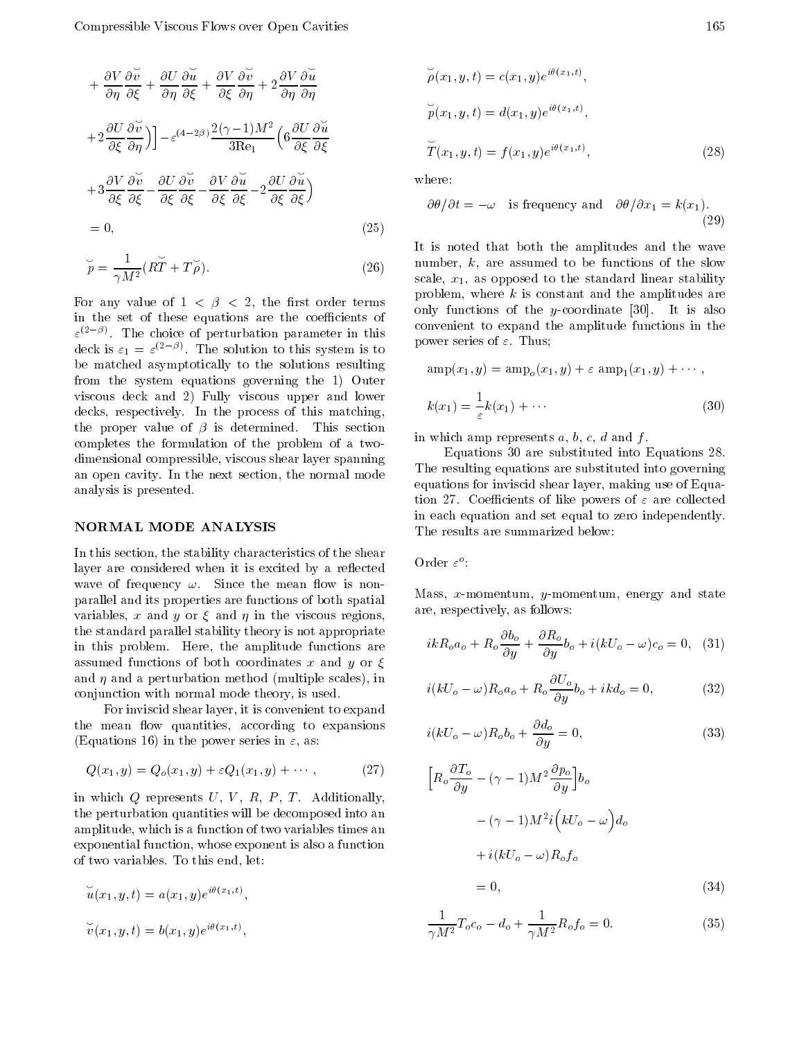$$+\frac{\partial V}{\partial \eta}\frac{\partial \breve{v}}{\partial \xi}+\frac{\partial U}{\partial \eta}\frac{\partial \breve{u}}{\partial \xi}+\frac{\partial V}{\partial \xi}\frac{\partial \breve{v}}{\partial \eta}+2\frac{\partial V}{\partial \eta}\frac{\partial \breve{u}}{\partial \eta}$$

$$+2\frac{\partial U}{\partial \xi}\frac{\partial \breve{v}}{\partial \eta}\Big)\Big]-\varepsilon^{(4-2\beta)}\frac{2(\gamma-1)M^2}{3\mathrm{Re}_1}\Big(6\frac{\partial U}{\partial \xi}\frac{\partial \breve{u}}{\partial \xi}$$

$$+3\frac{\partial V}{\partial \xi}\frac{\partial \breve{v}}{\partial \xi}-\frac{\partial U}{\partial \xi}\frac{\partial \breve{v}}{\partial \xi}-\frac{\partial V}{\partial \xi}\frac{\partial \breve{u}}{\partial \xi}-2\frac{\partial U}{\partial \xi}\frac{\partial \breve{u}}{\partial \xi}\Big)$$

$$=0, \tag{25}$$

$$\breve{p}=\frac{1}{\gamma M^2}(R\breve{T}+T\breve{\rho}). \tag{26}$$

For any value of $1<\beta<2$, the first order terms in the set of these equations are the coefficients of $\varepsilon^{(2-\beta)}$. The choice of perturbation parameter in this deck is $\varepsilon_1=\varepsilon^{(2-\beta)}$. The solution to this system is to be matched asymptotically to the solutions resulting from the system equations governing the 1) Outer viscous deck and 2) Fully viscous upper and lower decks, respectively. In the process of this matching, the proper value of $\beta$ is determined. This section completes the formulation of the problem of a two-dimensional compressible, viscous shear layer spanning an open cavity. In the next section, the normal mode analysis is presented.

## NORMAL MODE ANALYSIS

In this section, the stability characteristics of the shear layer are considered when it is excited by a reflected wave of frequency $\omega$. Since the mean flow is non-parallel and its properties are functions of both spatial variables, $x$ and $y$ or $\xi$ and $\eta$ in the viscous regions, the standard parallel stability theory is not appropriate in this problem. Here, the amplitude functions are assumed functions of both coordinates $x$ and $y$ or $\xi$ and $\eta$ and a perturbation method (multiple scales), in conjunction with normal mode theory, is used.

For inviscid shear layer, it is convenient to expand the mean flow quantities, according to expansions (Equations 16) in the power series in $\varepsilon$, as:

$$Q(x_1,y)=Q_o(x_1,y)+\varepsilon Q_1(x_1,y)+\cdots, \tag{27}$$

in which $Q$ represents $U$, $V$, $R$, $P$, $T$. Additionally, the perturbation quantities will be decomposed into an amplitude, which is a function of two variables times an exponential function, whose exponent is also a function of two variables. To this end, let:

$$\breve{u}(x_1,y,t)=a(x_1,y)e^{i\theta(x_1,t)},$$

$$\breve{v}(x_1,y,t)=b(x_1,y)e^{i\theta(x_1,t)},$$

$$\breve{\rho}(x_1,y,t)=c(x_1,y)e^{i\theta(x_1,t)},$$

$$\breve{p}(x_1,y,t)=d(x_1,y)e^{i\theta(x_1,t)},$$

$$\breve{T}(x_1,y,t)=f(x_1,y)e^{i\theta(x_1,t)}, \tag{28}$$

where:

$$\partial\theta/\partial t=-\omega \quad \text{is frequency and} \quad \partial\theta/\partial x_1=k(x_1). \tag{29}$$

It is noted that both the amplitudes and the wave number, $k$, are assumed to be functions of the slow scale, $x_1$, as opposed to the standard linear stability problem, where $k$ is constant and the amplitudes are only functions of the $y$-coordinate [30]. It is also convenient to expand the amplitude functions in the power series of $\varepsilon$. Thus;

$$\mathrm{amp}(x_1,y)=\mathrm{amp}_o(x_1,y)+\varepsilon\ \mathrm{amp}_1(x_1,y)+\cdots,$$

$$k(x_1)=\frac{1}{\varepsilon}k(x_1)+\cdots \tag{30}$$

in which amp represents $a$, $b$, $c$, $d$ and $f$.

Equations 30 are substituted into Equations 28. The resulting equations are substituted into governing equations for inviscid shear layer, making use of Equation 27. Coefficients of like powers of $\varepsilon$ are collected in each equation and set equal to zero independently. The results are summarized below:

Order $\varepsilon^o$:

Mass, $x$-momentum, $y$-momentum, energy and state are, respectively, as follows:

$$ikR_oa_o+R_o\frac{\partial b_o}{\partial y}+\frac{\partial R_o}{\partial y}b_o+i(kU_o-\omega)c_o=0, \tag{31}$$

$$i(kU_o-\omega)R_oa_o+R_o\frac{\partial U_o}{\partial y}b_o+ikd_o=0, \tag{32}$$

$$i(kU_o-\omega)R_ob_o+\frac{\partial d_o}{\partial y}=0, \tag{33}$$

$$\Big[R_o\frac{\partial T_o}{\partial y}-(\gamma-1)M^2\frac{\partial p_o}{\partial y}\Big]b_o$$

$$-(\gamma-1)M^2 i\Big(kU_o-\omega\Big)d_o$$

$$+i(kU_o-\omega)R_of_o$$

$$=0, \tag{34}$$

$$\frac{1}{\gamma M^2}T_oc_o-d_o+\frac{1}{\gamma M^2}R_of_o=0. \tag{35}$$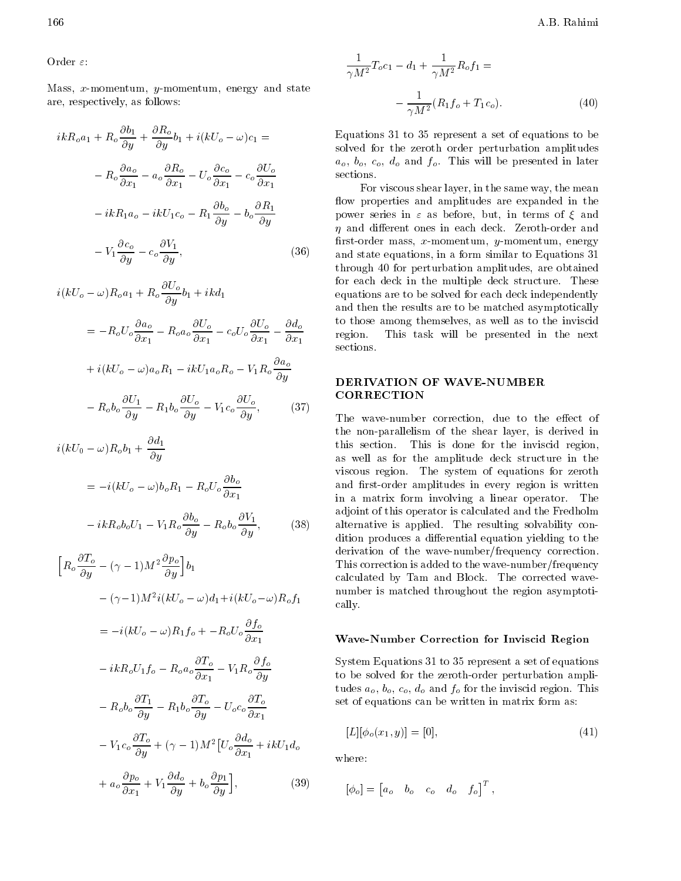Order $\varepsilon$:

Mass, $x$-momentum, $y$-momentum, energy and state are, respectively, as follows:

$$ikR_oa_1 + R_o\frac{\partial b_1}{\partial y} + \frac{\partial R_o}{\partial y}b_1 + i(kU_o - \omega)c_1 =$$
$$- R_o\frac{\partial a_o}{\partial x_1} - a_o\frac{\partial R_o}{\partial x_1} - U_o\frac{\partial c_o}{\partial x_1} - c_o\frac{\partial U_o}{\partial x_1}$$
$$- ikR_1a_o - ikU_1c_o - R_1\frac{\partial b_o}{\partial y} - b_o\frac{\partial R_1}{\partial y}$$
$$- V_1\frac{\partial c_o}{\partial y} - c_o\frac{\partial V_1}{\partial y}, \tag{36}$$

$$i(kU_o - \omega)R_oa_1 + R_o\frac{\partial U_o}{\partial y}b_1 + ikd_1$$
$$= -R_oU_o\frac{\partial a_o}{\partial x_1} - R_oa_o\frac{\partial U_o}{\partial x_1} - c_oU_o\frac{\partial U_o}{\partial x_1} - \frac{\partial d_o}{\partial x_1}$$
$$+ i(kU_o - \omega)a_oR_1 - ikU_1a_oR_o - V_1R_o\frac{\partial a_o}{\partial y}$$
$$- R_ob_o\frac{\partial U_1}{\partial y} - R_1b_o\frac{\partial U_o}{\partial y} - V_1c_o\frac{\partial U_o}{\partial y}, \tag{37}$$

$$i(kU_0 - \omega)R_ob_1 + \frac{\partial d_1}{\partial y}$$
$$= -i(kU_o - \omega)b_oR_1 - R_oU_o\frac{\partial b_o}{\partial x_1}$$
$$- ikR_ob_oU_1 - V_1R_o\frac{\partial b_o}{\partial y} - R_ob_o\frac{\partial V_1}{\partial y}, \tag{38}$$

$$\Big[R_o\frac{\partial T_o}{\partial y} - (\gamma - 1)M^2\frac{\partial p_o}{\partial y}\Big]b_1$$
$$- (\gamma - 1)M^2 i(kU_o - \omega)d_1 + i(kU_o - \omega)R_of_1$$
$$= -i(kU_o - \omega)R_1f_o + -R_oU_o\frac{\partial f_o}{\partial x_1}$$
$$- ikR_oU_1f_o - R_oa_o\frac{\partial T_o}{\partial x_1} - V_1R_o\frac{\partial f_o}{\partial y}$$
$$- R_ob_o\frac{\partial T_1}{\partial y} - R_1b_o\frac{\partial T_o}{\partial y} - U_oc_o\frac{\partial T_o}{\partial x_1}$$
$$- V_1c_o\frac{\partial T_o}{\partial y} + (\gamma - 1)M^2\Big[U_o\frac{\partial d_o}{\partial x_1} + ikU_1d_o$$
$$+ a_o\frac{\partial p_o}{\partial x_1} + V_1\frac{\partial d_o}{\partial y} + b_o\frac{\partial p_1}{\partial y}\Big], \tag{39}$$

$$\frac{1}{\gamma M^2}T_oc_1 - d_1 + \frac{1}{\gamma M^2}R_of_1 =$$
$$- \frac{1}{\gamma M^2}(R_1f_o + T_1c_o). \tag{40}$$

Equations 31 to 35 represent a set of equations to be solved for the zeroth order perturbation amplitudes $a_o$, $b_o$, $c_o$, $d_o$ and $f_o$. This will be presented in later sections.

For viscous shear layer, in the same way, the mean flow properties and amplitudes are expanded in the power series in $\varepsilon$ as before, but, in terms of $\xi$ and $\eta$ and different ones in each deck. Zeroth-order and first-order mass, $x$-momentum, $y$-momentum, energy and state equations, in a form similar to Equations 31 through 40 for perturbation amplitudes, are obtained for each deck in the multiple deck structure. These equations are to be solved for each deck independently and then the results are to be matched asymptotically to those among themselves, as well as to the inviscid region. This task will be presented in the next sections.

## DERIVATION OF WAVE-NUMBER CORRECTION

The wave-number correction, due to the effect of the non-parallelism of the shear layer, is derived in this section. This is done for the inviscid region, as well as for the amplitude deck structure in the viscous region. The system of equations for zeroth and first-order amplitudes in every region is written in a matrix form involving a linear operator. The adjoint of this operator is calculated and the Fredholm alternative is applied. The resulting solvability condition produces a differential equation yielding to the derivation of the wave-number/frequency correction. This correction is added to the wave-number/frequency calculated by Tam and Block. The corrected wave-number is matched throughout the region asymptotically.

### Wave-Number Correction for Inviscid Region

System Equations 31 to 35 represent a set of equations to be solved for the zeroth-order perturbation amplitudes $a_o$, $b_o$, $c_o$, $d_o$ and $f_o$ for the inviscid region. This set of equations can be written in matrix form as:

$$[L][\phi_o(x_1, y)] = [0], \tag{41}$$

where:

$$[\phi_o] = \begin{bmatrix} a_o & b_o & c_o & d_o & f_o \end{bmatrix}^T,$$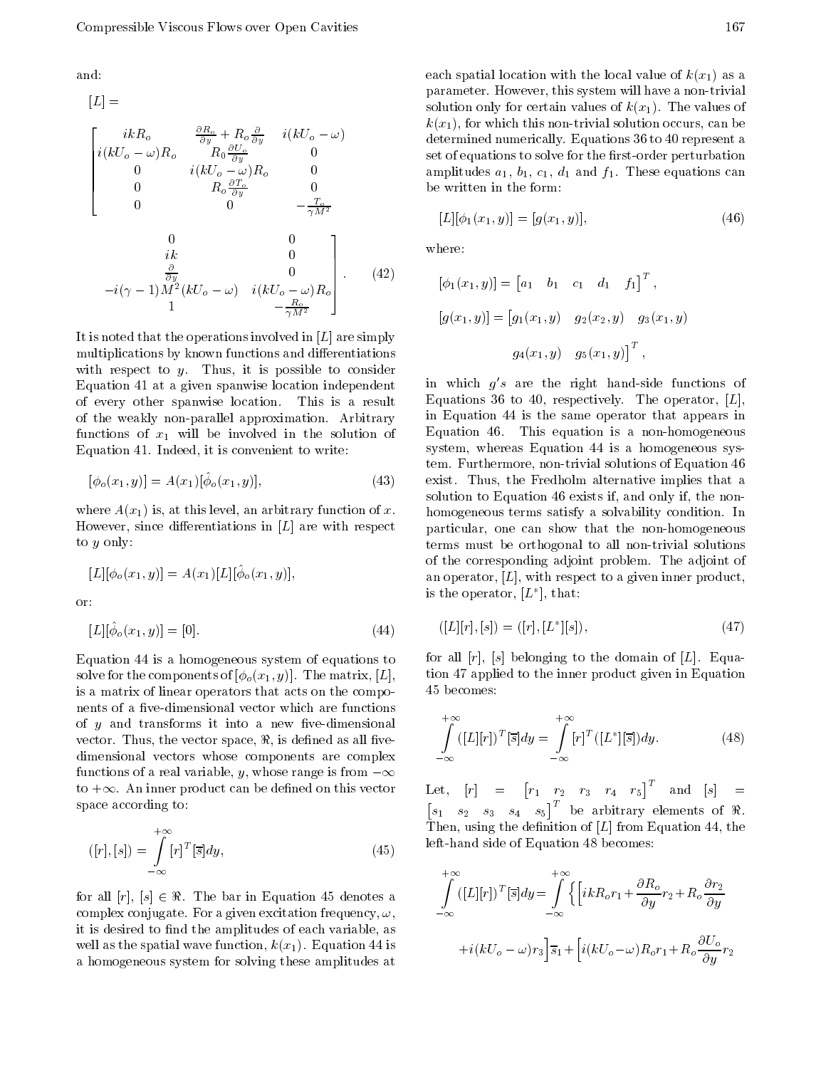and:

$$[L] = \begin{bmatrix} ikR_o & \frac{\partial R_o}{\partial y} + R_o \frac{\partial}{\partial y} & i(kU_o - \omega) & 0 & 0 \\ i(kU_o - \omega)R_o & R_0 \frac{\partial U_o}{\partial y} & 0 & ik & 0 \\ 0 & i(kU_o - \omega)R_o & 0 & \frac{\partial}{\partial y} & 0 \\ 0 & R_o \frac{\partial T_o}{\partial y} & 0 & -i(\gamma-1)M^2(kU_o - \omega) & i(kU_o - \omega)R_o \\ 0 & 0 & -\frac{T_o}{\gamma M^2} & 1 & -\frac{R_o}{\gamma M^2} \end{bmatrix}. \quad (42)$$

It is noted that the operations involved in $[L]$ are simply multiplications by known functions and differentiations with respect to $y$. Thus, it is possible to consider Equation 41 at a given spanwise location independent of every other spanwise location. This is a result of the weakly non-parallel approximation. Arbitrary functions of $x_1$ will be involved in the solution of Equation 41. Indeed, it is convenient to write:

$$[\phi_o(x_1,y)] = A(x_1)[\hat{\phi}_o(x_1,y)], \quad (43)$$

where $A(x_1)$ is, at this level, an arbitrary function of $x$. However, since differentiations in $[L]$ are with respect to $y$ only:

$$[L][\phi_o(x_1,y)] = A(x_1)[L][\hat{\phi}_o(x_1,y)],$$

or:

$$[L][\hat{\phi}_o(x_1,y)] = [0]. \quad (44)$$

Equation 44 is a homogeneous system of equations to solve for the components of $[\phi_o(x_1,y)]$. The matrix, $[L]$, is a matrix of linear operators that acts on the components of a five-dimensional vector which are functions of $y$ and transforms it into a new five-dimensional vector. Thus, the vector space, $\Re$, is defined as all five-dimensional vectors whose components are complex functions of a real variable, $y$, whose range is from $-\infty$ to $+\infty$. An inner product can be defined on this vector space according to:

$$([r],[s]) = \int_{-\infty}^{+\infty} [r]^T[\overline{s}]dy, \quad (45)$$

for all $[r]$, $[s] \in \Re$. The bar in Equation 45 denotes a complex conjugate. For a given excitation frequency, $\omega$, it is desired to find the amplitudes of each variable, as well as the spatial wave function, $k(x_1)$. Equation 44 is a homogeneous system for solving these amplitudes at each spatial location with the local value of $k(x_1)$ as a parameter. However, this system will have a non-trivial solution only for certain values of $k(x_1)$. The values of $k(x_1)$, for which this non-trivial solution occurs, can be determined numerically. Equations 36 to 40 represent a set of equations to solve for the first-order perturbation amplitudes $a_1$, $b_1$, $c_1$, $d_1$ and $f_1$. These equations can be written in the form:

$$[L][\phi_1(x_1,y)] = [g(x_1,y)], \quad (46)$$

where:

$$[\phi_1(x_1,y)] = \begin{bmatrix} a_1 & b_1 & c_1 & d_1 & f_1 \end{bmatrix}^T,$$

$$[g(x_1,y)] = \begin{bmatrix} g_1(x_1,y) & g_2(x_2,y) & g_3(x_1,y) & g_4(x_1,y) & g_5(x_1,y) \end{bmatrix}^T,$$

in which $g's$ are the right hand-side functions of Equations 36 to 40, respectively. The operator, $[L]$, in Equation 44 is the same operator that appears in Equation 46. This equation is a non-homogeneous system, whereas Equation 44 is a homogeneous system. Furthermore, non-trivial solutions of Equation 46 exist. Thus, the Fredholm alternative implies that a solution to Equation 46 exists if, and only if, the non-homogeneous terms satisfy a solvability condition. In particular, one can show that the non-homogeneous terms must be orthogonal to all non-trivial solutions of the corresponding adjoint problem. The adjoint of an operator, $[L]$, with respect to a given inner product, is the operator, $[L^*]$, that:

$$([L][r],[s]) = ([r],[L^*][s]), \quad (47)$$

for all $[r]$, $[s]$ belonging to the domain of $[L]$. Equation 47 applied to the inner product given in Equation 45 becomes:

$$\int_{-\infty}^{+\infty} ([L][r])^T[\overline{s}]dy = \int_{-\infty}^{+\infty} [r]^T([L^*][\overline{s}])dy. \quad (48)$$

Let, $[r] = \begin{bmatrix} r_1 & r_2 & r_3 & r_4 & r_5 \end{bmatrix}^T$ and $[s] = \begin{bmatrix} s_1 & s_2 & s_3 & s_4 & s_5 \end{bmatrix}^T$ be arbitrary elements of $\Re$. Then, using the definition of $[L]$ from Equation 44, the left-hand side of Equation 48 becomes:

$$\int_{-\infty}^{+\infty} ([L][r])^T[\overline{s}]dy = \int_{-\infty}^{+\infty} \Big\{ \Big[ ikR_o r_1 + \frac{\partial R_o}{\partial y} r_2 + R_o \frac{\partial r_2}{\partial y} + i(kU_o - \omega) r_3 \Big] \overline{s}_1 + \Big[ i(kU_o - \omega) R_o r_1 + R_o \frac{\partial U_o}{\partial y} r_2$$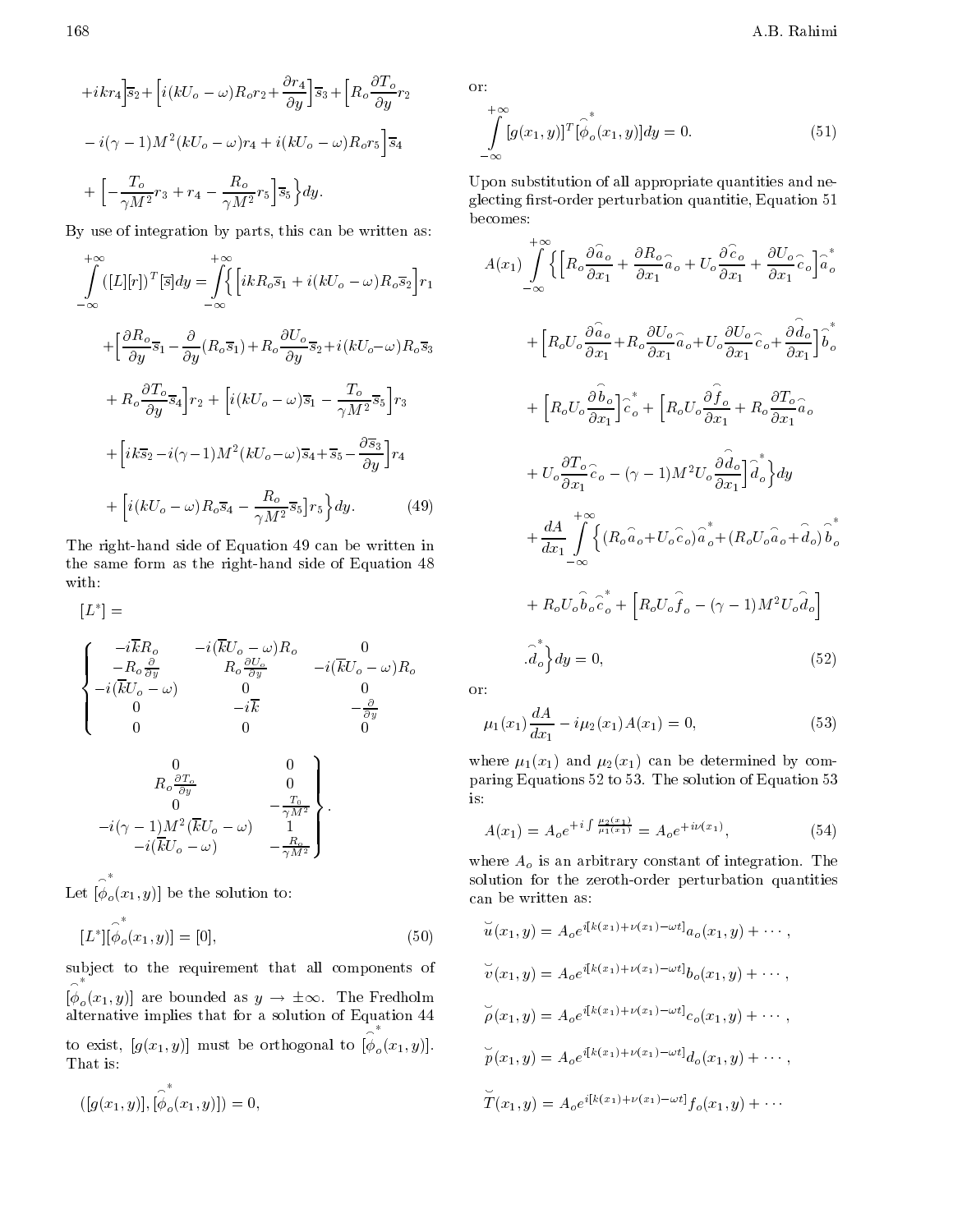$$+ikr_4\Big]\overline{s}_2+\Big[i(kU_o-\omega)R_or_2+\frac{\partial r_4}{\partial y}\Big]\overline{s}_3+\Big[R_o\frac{\partial T_o}{\partial y}r_2$$

$$-i(\gamma-1)M^2(kU_o-\omega)r_4+i(kU_o-\omega)R_or_5\Big]\overline{s}_4$$

$$+\Big[-\frac{T_o}{\gamma M^2}r_3+r_4-\frac{R_o}{\gamma M^2}r_5\Big]\overline{s}_5\Big\}dy.$$

By use of integration by parts, this can be written as:

$$\int_{-\infty}^{+\infty}([L][r])^T[\overline{s}]dy=\int_{-\infty}^{+\infty}\Big\{\Big[ikR_o\overline{s}_1+i(kU_o-\omega)R_o\overline{s}_2\Big]r_1$$

$$+\Big[\frac{\partial R_o}{\partial y}\overline{s}_1-\frac{\partial}{\partial y}(R_o\overline{s}_1)+R_o\frac{\partial U_o}{\partial y}\overline{s}_2+i(kU_o-\omega)R_o\overline{s}_3$$

$$+R_o\frac{\partial T_o}{\partial y}\overline{s}_4\Big]r_2+\Big[i(kU_o-\omega)\overline{s}_1-\frac{T_o}{\gamma M^2}\overline{s}_5\Big]r_3$$

$$+\Big[ik\overline{s}_2-i(\gamma-1)M^2(kU_o-\omega)\overline{s}_4+\overline{s}_5-\frac{\partial\overline{s}_3}{\partial y}\Big]r_4$$

$$+\Big[i(kU_o-\omega)R_o\overline{s}_4-\frac{R_o}{\gamma M^2}\overline{s}_5\Big]r_5\Big\}dy. \tag{49}$$

The right-hand side of Equation 49 can be written in the same form as the right-hand side of Equation 48 with:

$$[L^*]=\left\{\begin{array}{ccccc} -i\overline{k}R_o & -i(\overline{k}U_o-\omega)R_o & 0 & 0 & 0\\ -R_o\frac{\partial}{\partial y} & R_o\frac{\partial U_o}{\partial y} & -i(\overline{k}U_o-\omega)R_o & R_o\frac{\partial T_o}{\partial y} & 0\\ -i(\overline{k}U_o-\omega) & 0 & 0 & 0 & -\frac{T_0}{\gamma M^2}\\ 0 & -i\overline{k} & -\frac{\partial}{\partial y} & -i(\gamma-1)M^2(\overline{k}U_o-\omega) & 1\\ 0 & 0 & 0 & -i(\overline{k}U_o-\omega) & -\frac{R_o}{\gamma M^2}\end{array}\right\}.$$

Let $[\overset{\frown}{\phi}{}^*_o(x_1,y)]$ be the solution to:

$$[L^*][\overset{\frown}{\phi}{}^*_o(x_1,y)]=[0], \tag{50}$$

subject to the requirement that all components of $[\overset{\frown}{\phi}{}^*_o(x_1,y)]$ are bounded as $y\to\pm\infty$. The Fredholm alternative implies that for a solution of Equation 44 to exist, $[g(x_1,y)]$ must be orthogonal to $[\overset{\frown}{\phi}{}^*_o(x_1,y)]$. That is:

$$([g(x_1,y)],[\overset{\frown}{\phi}{}^*_o(x_1,y)])=0,$$

or:

$$\int_{-\infty}^{+\infty}[g(x_1,y)]^T[\overset{\frown}{\phi}{}^*_o(x_1,y)]dy=0. \tag{51}$$

Upon substitution of all appropriate quantities and neglecting first-order perturbation quantitie, Equation 51 becomes:

$$A(x_1)\int_{-\infty}^{+\infty}\Big\{\Big[R_o\frac{\partial\widehat{a}_o}{\partial x_1}+\frac{\partial R_o}{\partial x_1}\widehat{a}_o+U_o\frac{\partial\widehat{c}_o}{\partial x_1}+\frac{\partial U_o}{\partial x_1}\widehat{c}_o\Big]\widehat{a}^*_o$$

$$+\Big[R_oU_o\frac{\partial\widehat{a}_o}{\partial x_1}+R_o\frac{\partial U_o}{\partial x_1}\widehat{a}_o+U_o\frac{\partial U_o}{\partial x_1}\widehat{c}_o+\frac{\partial\widehat{d}_o}{\partial x_1}\Big]\widehat{b}^*_o$$

$$+\Big[R_oU_o\frac{\partial\widehat{b}_o}{\partial x_1}\Big]\widehat{c}^*_o+\Big[R_oU_o\frac{\partial\widehat{f}_o}{\partial x_1}+R_o\frac{\partial T_o}{\partial x_1}\widehat{a}_o$$

$$+U_o\frac{\partial T_o}{\partial x_1}\widehat{c}_o-(\gamma-1)M^2U_o\frac{\partial\widehat{d}_o}{\partial x_1}\Big]\widehat{d}^*_o\Big\}dy$$

$$+\frac{dA}{dx_1}\int_{-\infty}^{+\infty}\Big\{(R_o\widehat{a}_o+U_o\widehat{c}_o)\widehat{a}^*_o+(R_oU_o\widehat{a}_o+\widehat{d}_o)\widehat{b}^*_o$$

$$+R_oU_o\widehat{b}_o\widehat{c}^*_o+\Big[R_oU_o\widehat{f}_o-(\gamma-1)M^2U_o\widehat{d}_o\Big]$$

$$.\widehat{d}^*_o\Big\}dy=0, \tag{52}$$

or:

$$\mu_1(x_1)\frac{dA}{dx_1}-i\mu_2(x_1)A(x_1)=0, \tag{53}$$

where $\mu_1(x_1)$ and $\mu_2(x_1)$ can be determined by comparing Equations 52 to 53. The solution of Equation 53 is:

$$A(x_1)=A_oe^{+i\int\frac{\mu_2(x_1)}{\mu_1(x_1)}}=A_oe^{+i\nu(x_1)}, \tag{54}$$

where $A_o$ is an arbitrary constant of integration. The solution for the zeroth-order perturbation quantities can be written as:

$$\breve{u}(x_1,y)=A_oe^{i[k(x_1)+\nu(x_1)-\omega t]}a_o(x_1,y)+\cdots,$$

$$\breve{v}(x_1,y)=A_oe^{i[k(x_1)+\nu(x_1)-\omega t]}b_o(x_1,y)+\cdots,$$

$$\breve{\rho}(x_1,y)=A_oe^{i[k(x_1)+\nu(x_1)-\omega t]}c_o(x_1,y)+\cdots,$$

$$\breve{p}(x_1,y)=A_oe^{i[k(x_1)+\nu(x_1)-\omega t]}d_o(x_1,y)+\cdots,$$

$$\breve{T}(x_1,y)=A_oe^{i[k(x_1)+\nu(x_1)-\omega t]}f_o(x_1,y)+\cdots$$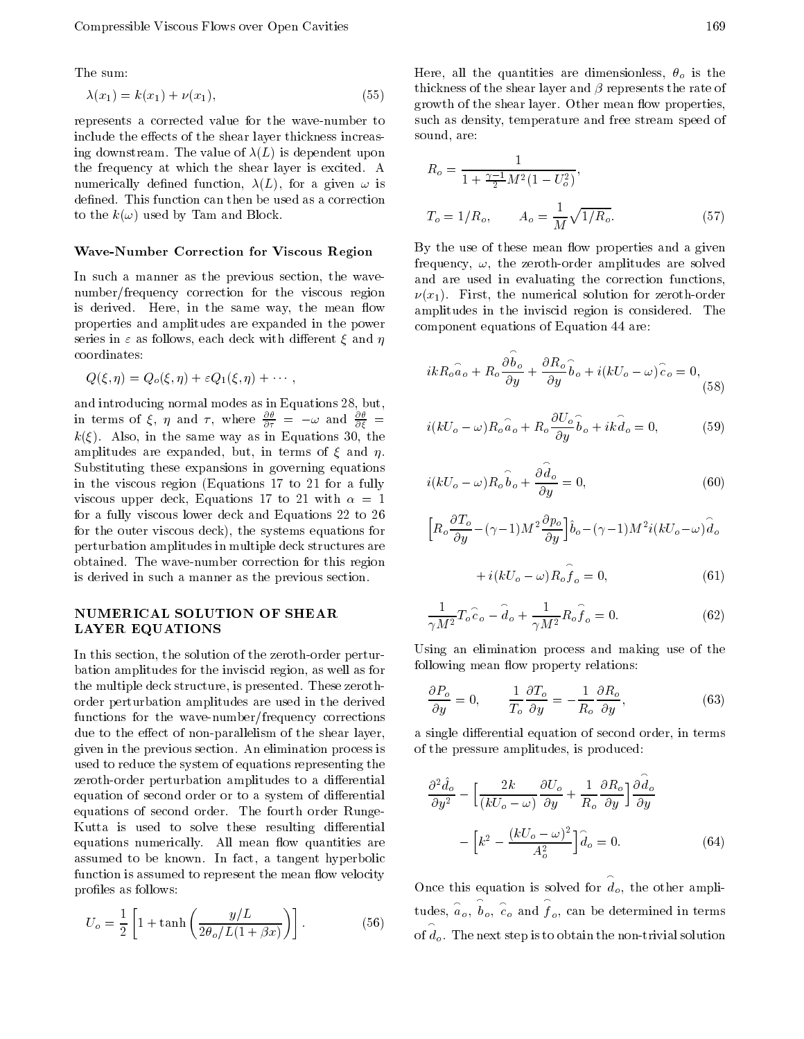The sum:

$$\lambda(x_1) = k(x_1) + \nu(x_1), \tag{55}$$

represents a corrected value for the wave-number to include the effects of the shear layer thickness increasing downstream. The value of $\lambda(L)$ is dependent upon the frequency at which the shear layer is excited. A numerically defined function, $\lambda(L)$, for a given $\omega$ is defined. This function can then be used as a correction to the $k(\omega)$ used by Tam and Block.

### Wave-Number Correction for Viscous Region

In such a manner as the previous section, the wave-number/frequency correction for the viscous region is derived. Here, in the same way, the mean flow properties and amplitudes are expanded in the power series in $\varepsilon$ as follows, each deck with different $\xi$ and $\eta$ coordinates:

$$Q(\xi, \eta) = Q_o(\xi, \eta) + \varepsilon Q_1(\xi, \eta) + \cdots,$$

and introducing normal modes as in Equations 28, but, in terms of $\xi$, $\eta$ and $\tau$, where $\frac{\partial \theta}{\partial \tau} = -\omega$ and $\frac{\partial \theta}{\partial \xi} = k(\xi)$. Also, in the same way as in Equations 30, the amplitudes are expanded, but, in terms of $\xi$ and $\eta$. Substituting these expansions in governing equations in the viscous region (Equations 17 to 21 for a fully viscous upper deck, Equations 17 to 21 with $\alpha = 1$ for a fully viscous lower deck and Equations 22 to 26 for the outer viscous deck), the systems equations for perturbation amplitudes in multiple deck structures are obtained. The wave-number correction for this region is derived in such a manner as the previous section.

## NUMERICAL SOLUTION OF SHEAR LAYER EQUATIONS

In this section, the solution of the zeroth-order perturbation amplitudes for the inviscid region, as well as for the multiple deck structure, is presented. These zeroth-order perturbation amplitudes are used in the derived functions for the wave-number/frequency corrections due to the effect of non-parallelism of the shear layer, given in the previous section. An elimination process is used to reduce the system of equations representing the zeroth-order perturbation amplitudes to a differential equation of second order or to a system of differential equations of second order. The fourth order Runge-Kutta is used to solve these resulting differential equations numerically. All mean flow quantities are assumed to be known. In fact, a tangent hyperbolic function is assumed to represent the mean flow velocity profiles as follows:

$$U_o = \frac{1}{2}\left[1 + \tanh\left(\frac{y/L}{2\theta_o/L(1+\beta x)}\right)\right]. \tag{56}$$

Here, all the quantities are dimensionless, $\theta_o$ is the thickness of the shear layer and $\beta$ represents the rate of growth of the shear layer. Other mean flow properties, such as density, temperature and free stream speed of sound, are:

$$R_o = \frac{1}{1 + \frac{\gamma - 1}{2}M^2(1 - U_o^2)},$$

$$T_o = 1/R_o, \qquad A_o = \frac{1}{M}\sqrt{1/R_o}. \tag{57}$$

By the use of these mean flow properties and a given frequency, $\omega$, the zeroth-order amplitudes are solved and are used in evaluating the correction functions, $\nu(x_1)$. First, the numerical solution for zeroth-order amplitudes in the inviscid region is considered. The component equations of Equation 44 are:

$$ikR_o\widehat{a}_o + R_o\frac{\partial \widehat{b}_o}{\partial y} + \frac{\partial R_o}{\partial y}\widehat{b}_o + i(kU_o - \omega)\widehat{c}_o = 0, \tag{58}$$

$$i(kU_o - \omega)R_o\widehat{a}_o + R_o\frac{\partial U_o}{\partial y}\widehat{b}_o + ik\widehat{d}_o = 0, \tag{59}$$

$$i(kU_o - \omega)R_o\widehat{b}_o + \frac{\partial \widehat{d}_o}{\partial y} = 0, \tag{60}$$

$$\Big[R_o\frac{\partial T_o}{\partial y} - (\gamma - 1)M^2\frac{\partial p_o}{\partial y}\Big]\hat{b}_o - (\gamma - 1)M^2 i(kU_o - \omega)\widehat{d}_o$$

$$+ i(kU_o - \omega)R_o\widehat{f}_o = 0, \tag{61}$$

$$\frac{1}{\gamma M^2}T_o\widehat{c}_o - \widehat{d}_o + \frac{1}{\gamma M^2}R_o\widehat{f}_o = 0. \tag{62}$$

Using an elimination process and making use of the following mean flow property relations:

$$\frac{\partial P_o}{\partial y} = 0, \qquad \frac{1}{T_o}\frac{\partial T_o}{\partial y} = -\frac{1}{R_o}\frac{\partial R_o}{\partial y}, \tag{63}$$

a single differential equation of second order, in terms of the pressure amplitudes, is produced:

$$\frac{\partial^2 \hat{d}_o}{\partial y^2} - \Big[\frac{2k}{(kU_o - \omega)}\frac{\partial U_o}{\partial y} + \frac{1}{R_o}\frac{\partial R_o}{\partial y}\Big]\frac{\partial \widehat{d}_o}{\partial y}$$

$$- \Big[k^2 - \frac{(kU_o - \omega)^2}{A_o^2}\Big]\widehat{d}_o = 0. \tag{64}$$

Once this equation is solved for $\widehat{d}_o$, the other amplitudes, $\widehat{a}_o$, $\widehat{b}_o$, $\widehat{c}_o$ and $\widehat{f}_o$, can be determined in terms of $\widehat{d}_o$. The next step is to obtain the non-trivial solution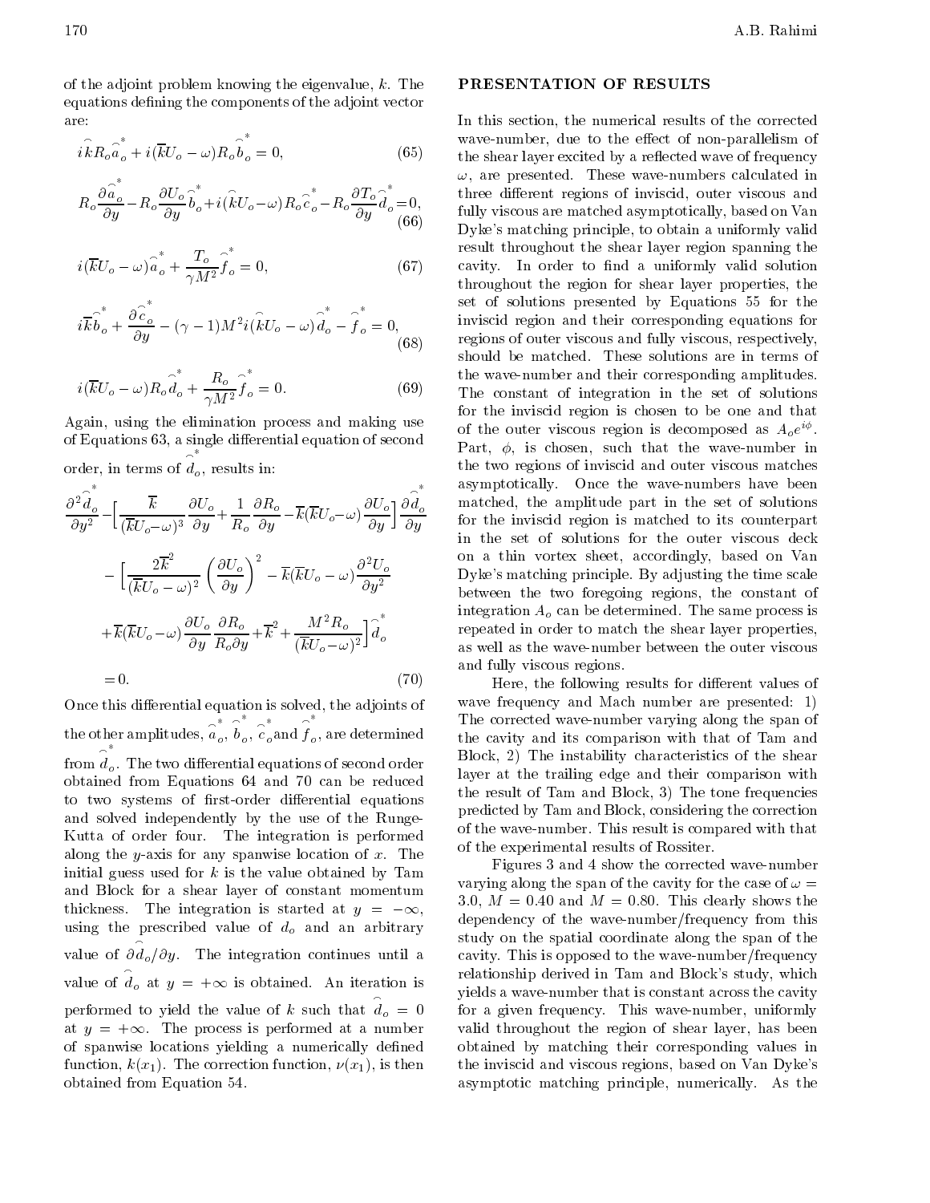of the adjoint problem knowing the eigenvalue, $k$. The equations defining the components of the adjoint vector are:

$$i\widehat{k}R_o\widehat{a}_o^* + i(\overline{k}U_o - \omega)R_o\widehat{b}_o^* = 0, \tag{65}$$

$$R_o\frac{\partial \widehat{a}_o^*}{\partial y} - R_o\frac{\partial U_o}{\partial y}\widehat{b}_o^* + i(\widehat{k}U_o - \omega)R_o\widehat{c}_o^* - R_o\frac{\partial T_o}{\partial y}\widehat{d}_o^* = 0, \tag{66}$$

$$i(\overline{k}U_o - \omega)\widehat{a}_o^* + \frac{T_o}{\gamma M^2}\widehat{f}_o^* = 0, \tag{67}$$

$$i\overline{k}\widehat{b}_o^* + \frac{\partial \widehat{c}_o^*}{\partial y} - (\gamma - 1)M^2 i(\widehat{k}U_o - \omega)\widehat{d}_o^* - \widehat{f}_o^* = 0, \tag{68}$$

$$i(\overline{k}U_o - \omega)R_o\widehat{d}_o^* + \frac{R_o}{\gamma M^2}\widehat{f}_o^* = 0. \tag{69}$$

Again, using the elimination process and making use of Equations 63, a single differential equation of second order, in terms of $\widehat{d}_o^*$, results in:

$$\begin{aligned}
&\frac{\partial^2 \widehat{d}_o^*}{\partial y^2} - \Big[\frac{\overline{k}}{(\overline{k}U_o - \omega)^3}\frac{\partial U_o}{\partial y} + \frac{1}{R_o}\frac{\partial R_o}{\partial y} - \overline{k}(\overline{k}U_o - \omega)\frac{\partial U_o}{\partial y}\Big]\frac{\partial \widehat{d}_o^*}{\partial y} \\
&\quad - \Big[\frac{2\overline{k}^2}{(\overline{k}U_o - \omega)^2}\left(\frac{\partial U_o}{\partial y}\right)^2 - \overline{k}(\overline{k}U_o - \omega)\frac{\partial^2 U_o}{\partial y^2} \\
&\quad + \overline{k}(\overline{k}U_o - \omega)\frac{\partial U_o}{\partial y}\frac{\partial R_o}{R_o \partial y} + \overline{k}^2 + \frac{M^2 R_o}{(\overline{k}U_o - \omega)^2}\Big]\widehat{d}_o^* \\
&= 0.
\end{aligned} \tag{70}$$

Once this differential equation is solved, the adjoints of the other amplitudes, $\widehat{a}_o^*$, $\widehat{b}_o^*$, $\widehat{c}_o^*$ and $\widehat{f}_o^*$, are determined from $\widehat{d}_o^*$. The two differential equations of second order obtained from Equations 64 and 70 can be reduced to two systems of first-order differential equations and solved independently by the use of the Runge-Kutta of order four. The integration is performed along the $y$-axis for any spanwise location of $x$. The initial guess used for $k$ is the value obtained by Tam and Block for a shear layer of constant momentum thickness. The integration is started at $y = -\infty$, using the prescribed value of $d_o$ and an arbitrary value of $\partial \widehat{d}_o/\partial y$. The integration continues until a value of $\widehat{d}_o$ at $y = +\infty$ is obtained. An iteration is performed to yield the value of $k$ such that $\widehat{d}_o = 0$ at $y = +\infty$. The process is performed at a number of spanwise locations yielding a numerically defined function, $k(x_1)$. The correction function, $\nu(x_1)$, is then obtained from Equation 54.

## PRESENTATION OF RESULTS

In this section, the numerical results of the corrected wave-number, due to the effect of non-parallelism of the shear layer excited by a reflected wave of frequency $\omega$, are presented. These wave-numbers calculated in three different regions of inviscid, outer viscous and fully viscous are matched asymptotically, based on Van Dyke's matching principle, to obtain a uniformly valid result throughout the shear layer region spanning the cavity. In order to find a uniformly valid solution throughout the region for shear layer properties, the set of solutions presented by Equations 55 for the inviscid region and their corresponding equations for regions of outer viscous and fully viscous, respectively, should be matched. These solutions are in terms of the wave-number and their corresponding amplitudes. The constant of integration in the set of solutions for the inviscid region is chosen to be one and that of the outer viscous region is decomposed as $A_o e^{i\phi}$. Part, $\phi$, is chosen, such that the wave-number in the two regions of inviscid and outer viscous matches asymptotically. Once the wave-numbers have been matched, the amplitude part in the set of solutions for the inviscid region is matched to its counterpart in the set of solutions for the outer viscous deck on a thin vortex sheet, accordingly, based on Van Dyke's matching principle. By adjusting the time scale between the two foregoing regions, the constant of integration $A_o$ can be determined. The same process is repeated in order to match the shear layer properties, as well as the wave-number between the outer viscous and fully viscous regions.

Here, the following results for different values of wave frequency and Mach number are presented: 1) The corrected wave-number varying along the span of the cavity and its comparison with that of Tam and Block, 2) The instability characteristics of the shear layer at the trailing edge and their comparison with the result of Tam and Block, 3) The tone frequencies predicted by Tam and Block, considering the correction of the wave-number. This result is compared with that of the experimental results of Rossiter.

Figures 3 and 4 show the corrected wave-number varying along the span of the cavity for the case of $\omega = 3.0$, $M = 0.40$ and $M = 0.80$. This clearly shows the dependency of the wave-number/frequency from this study on the spatial coordinate along the span of the cavity. This is opposed to the wave-number/frequency relationship derived in Tam and Block's study, which yields a wave-number that is constant across the cavity for a given frequency. This wave-number, uniformly valid throughout the region of shear layer, has been obtained by matching their corresponding values in the inviscid and viscous regions, based on Van Dyke's asymptotic matching principle, numerically. As the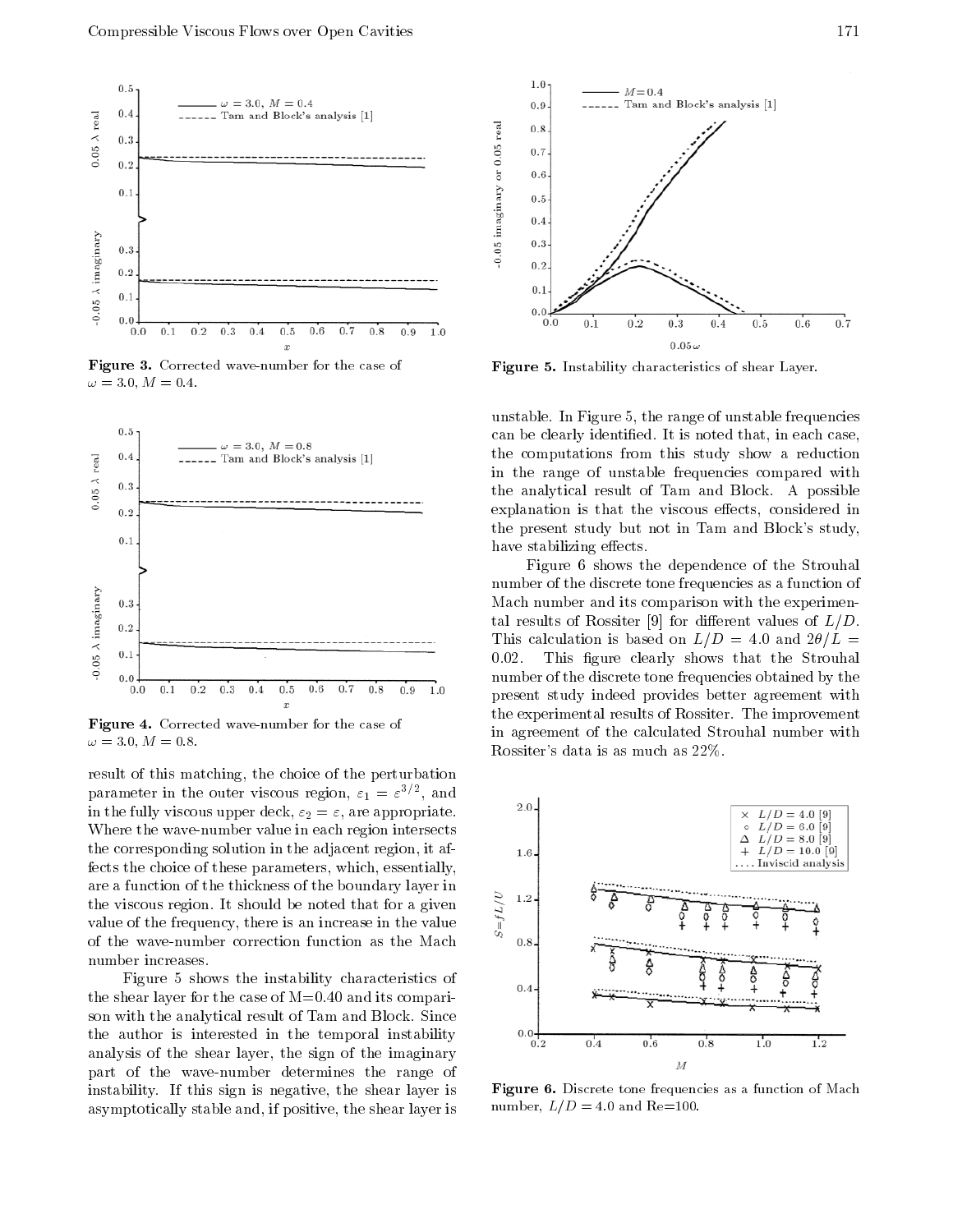Figure 3. Corrected wave-number for the case of $\omega = 3.0$, $M = 0.4$.

Figure 4. Corrected wave-number for the case of $\omega = 3.0$, $M = 0.8$.

result of this matching, the choice of the perturbation parameter in the outer viscous region, $\varepsilon_1 = \varepsilon^{3/2}$, and in the fully viscous upper deck, $\varepsilon_2 = \varepsilon$, are appropriate. Where the wave-number value in each region intersects the corresponding solution in the adjacent region, it affects the choice of these parameters, which, essentially, are a function of the thickness of the boundary layer in the viscous region. It should be noted that for a given value of the frequency, there is an increase in the value of the wave-number correction function as the Mach number increases.

Figure 5 shows the instability characteristics of the shear layer for the case of M=0.40 and its comparison with the analytical result of Tam and Block. Since the author is interested in the temporal instability analysis of the shear layer, the sign of the imaginary part of the wave-number determines the range of instability. If this sign is negative, the shear layer is asymptotically stable and, if positive, the shear layer is unstable. In Figure 5, the range of unstable frequencies can be clearly identified. It is noted that, in each case, the computations from this study show a reduction in the range of unstable frequencies compared with the analytical result of Tam and Block. A possible explanation is that the viscous effects, considered in the present study but not in Tam and Block's study, have stabilizing effects.

Figure 5. Instability characteristics of shear Layer.

Figure 6 shows the dependence of the Strouhal number of the discrete tone frequencies as a function of Mach number and its comparison with the experimental results of Rossiter [9] for different values of $L/D$. This calculation is based on $L/D = 4.0$ and $2\theta/L = 0.02$. This figure clearly shows that the Strouhal number of the discrete tone frequencies obtained by the present study indeed provides better agreement with the experimental results of Rossiter. The improvement in agreement of the calculated Strouhal number with Rossiter's data is as much as 22%.

Figure 6. Discrete tone frequencies as a function of Mach number, $L/D = 4.0$ and Re=100.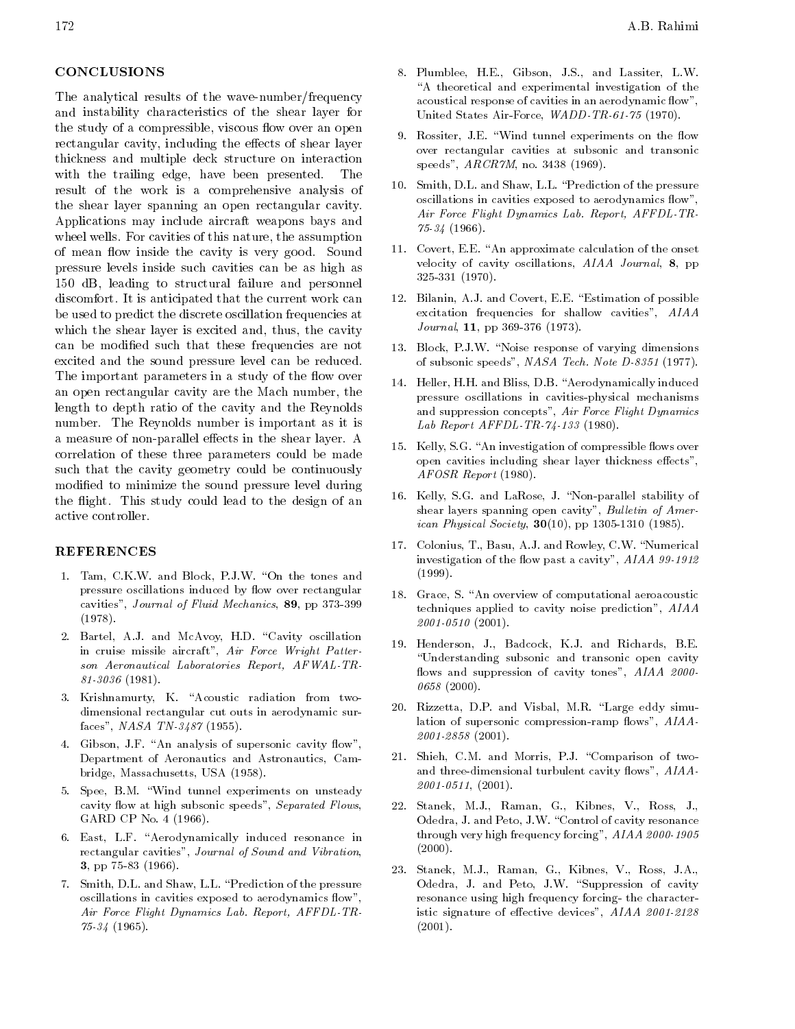## CONCLUSIONS

The analytical results of the wave-number/frequency and instability characteristics of the shear layer for the study of a compressible, viscous flow over an open rectangular cavity, including the effects of shear layer thickness and multiple deck structure on interaction with the trailing edge, have been presented. The result of the work is a comprehensive analysis of the shear layer spanning an open rectangular cavity. Applications may include aircraft weapons bays and wheel wells. For cavities of this nature, the assumption of mean flow inside the cavity is very good. Sound pressure levels inside such cavities can be as high as 150 dB, leading to structural failure and personnel discomfort. It is anticipated that the current work can be used to predict the discrete oscillation frequencies at which the shear layer is excited and, thus, the cavity can be modified such that these frequencies are not excited and the sound pressure level can be reduced. The important parameters in a study of the flow over an open rectangular cavity are the Mach number, the length to depth ratio of the cavity and the Reynolds number. The Reynolds number is important as it is a measure of non-parallel effects in the shear layer. A correlation of these three parameters could be made such that the cavity geometry could be continuously modified to minimize the sound pressure level during the flight. This study could lead to the design of an active controller.

## REFERENCES

1. Tam, C.K.W. and Block, P.J.W. "On the tones and pressure oscillations induced by flow over rectangular cavities", *Journal of Fluid Mechanics*, **89**, pp 373-399 (1978).
2. Bartel, A.J. and McAvoy, H.D. "Cavity oscillation in cruise missile aircraft", *Air Force Wright Patterson Aeronautical Laboratories Report, AFWAL-TR-81-3036* (1981).
3. Krishnamurty, K. "Acoustic radiation from two-dimensional rectangular cut outs in aerodynamic surfaces", *NASA TN-3487* (1955).
4. Gibson, J.F. "An analysis of supersonic cavity flow", Department of Aeronautics and Astronautics, Cambridge, Massachusetts, USA (1958).
5. Spee, B.M. "Wind tunnel experiments on unsteady cavity flow at high subsonic speeds", *Separated Flows*, GARD CP No. 4 (1966).
6. East, L.F. "Aerodynamically induced resonance in rectangular cavities", *Journal of Sound and Vibration*, **3**, pp 75-83 (1966).
7. Smith, D.L. and Shaw, L.L. "Prediction of the pressure oscillations in cavities exposed to aerodynamics flow", *Air Force Flight Dynamics Lab. Report, AFFDL-TR-75-34* (1965).
8. Plumblee, H.E., Gibson, J.S., and Lassiter, L.W. "A theoretical and experimental investigation of the acoustical response of cavities in an aerodynamic flow", United States Air-Force, *WADD-TR-61-75* (1970).
9. Rossiter, J.E. "Wind tunnel experiments on the flow over rectangular cavities at subsonic and transonic speeds", *ARCR7M*, no. 3438 (1969).
10. Smith, D.L. and Shaw, L.L. "Prediction of the pressure oscillations in cavities exposed to aerodynamics flow", *Air Force Flight Dynamics Lab. Report, AFFDL-TR-75-34* (1966).
11. Covert, E.E. "An approximate calculation of the onset velocity of cavity oscillations, *AIAA Journal*, **8**, pp 325-331 (1970).
12. Bilanin, A.J. and Covert, E.E. "Estimation of possible excitation frequencies for shallow cavities", *AIAA Journal*, **11**, pp 369-376 (1973).
13. Block, P.J.W. "Noise response of varying dimensions of subsonic speeds", *NASA Tech. Note D-8351* (1977).
14. Heller, H.H. and Bliss, D.B. "Aerodynamically induced pressure oscillations in cavities-physical mechanisms and suppression concepts", *Air Force Flight Dynamics Lab Report AFFDL-TR-74-133* (1980).
15. Kelly, S.G. "An investigation of compressible flows over open cavities including shear layer thickness effects", *AFOSR Report* (1980).
16. Kelly, S.G. and LaRose, J. "Non-parallel stability of shear layers spanning open cavity", *Bulletin of American Physical Society*, **30**(10), pp 1305-1310 (1985).
17. Colonius, T., Basu, A.J. and Rowley, C.W. "Numerical investigation of the flow past a cavity", *AIAA 99-1912* (1999).
18. Grace, S. "An overview of computational aeroacoustic techniques applied to cavity noise prediction", *AIAA 2001-0510* (2001).
19. Henderson, J., Badcock, K.J. and Richards, B.E. "Understanding subsonic and transonic open cavity flows and suppression of cavity tones", *AIAA 2000-0658* (2000).
20. Rizzetta, D.P. and Visbal, M.R. "Large eddy simulation of supersonic compression-ramp flows", *AIAA-2001-2858* (2001).
21. Shieh, C.M. and Morris, P.J. "Comparison of two- and three-dimensional turbulent cavity flows", *AIAA-2001-0511*, (2001).
22. Stanek, M.J., Raman, G., Kibnes, V., Ross, J., Odedra, J. and Peto, J.W. "Control of cavity resonance through very high frequency forcing", *AIAA 2000-1905* (2000).
23. Stanek, M.J., Raman, G., Kibnes, V., Ross, J.A., Odedra, J. and Peto, J.W. "Suppression of cavity resonance using high frequency forcing- the characteristic signature of effective devices", *AIAA 2001-2128* (2001).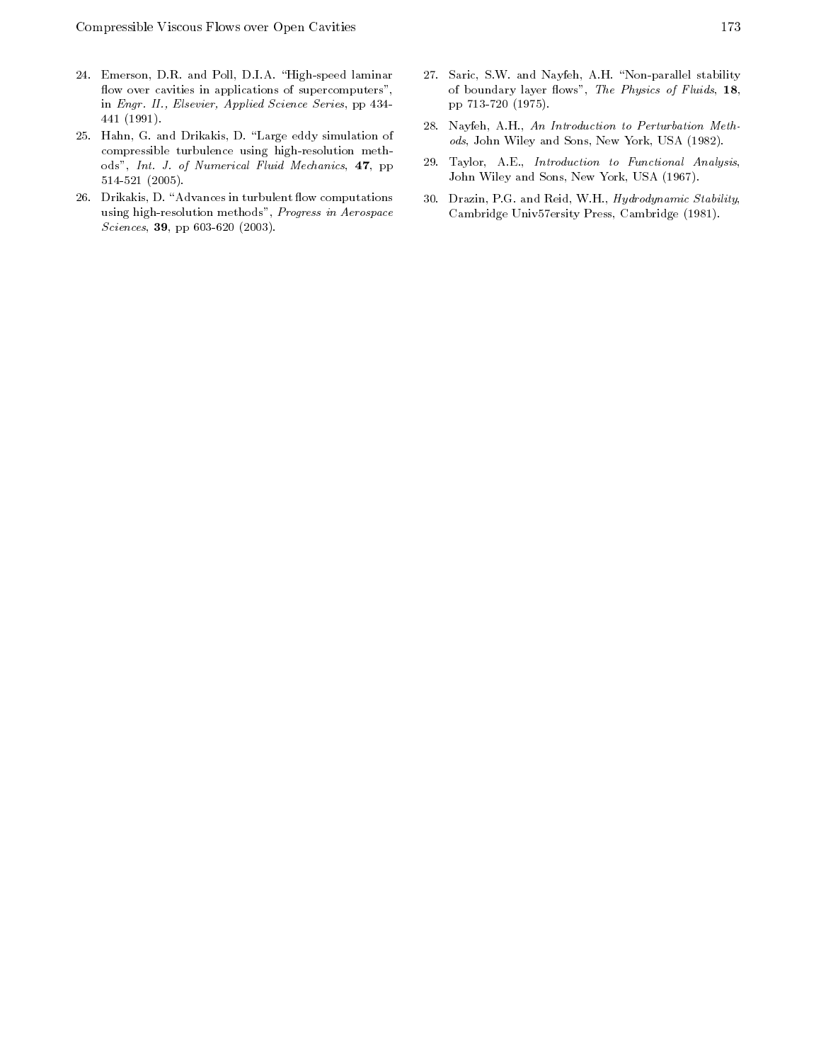24. Emerson, D.R. and Poll, D.I.A. "High-speed laminar flow over cavities in applications of supercomputers", in *Engr. II., Elsevier, Applied Science Series*, pp 434-441 (1991).

25. Hahn, G. and Drikakis, D. "Large eddy simulation of compressible turbulence using high-resolution methods", *Int. J. of Numerical Fluid Mechanics*, **47**, pp 514-521 (2005).

26. Drikakis, D. "Advances in turbulent flow computations using high-resolution methods", *Progress in Aerospace Sciences*, **39**, pp 603-620 (2003).

27. Saric, S.W. and Nayfeh, A.H. "Non-parallel stability of boundary layer flows", *The Physics of Fluids*, **18**, pp 713-720 (1975).

28. Nayfeh, A.H., *An Introduction to Perturbation Methods*, John Wiley and Sons, New York, USA (1982).

29. Taylor, A.E., *Introduction to Functional Analysis*, John Wiley and Sons, New York, USA (1967).

30. Drazin, P.G. and Reid, W.H., *Hydrodynamic Stability*, Cambridge Univ57ersity Press, Cambridge (1981).